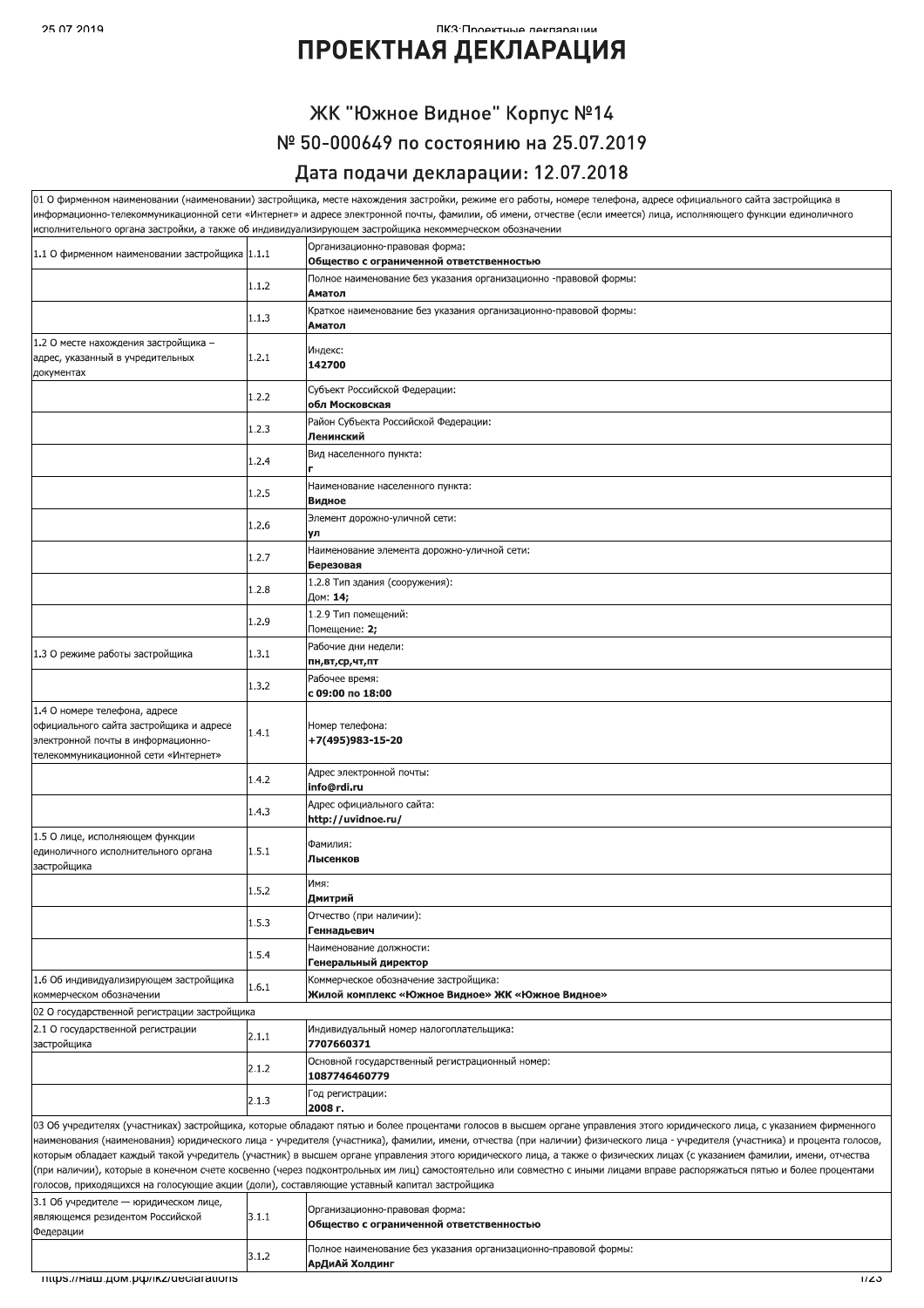# ПРОЕКТНАЯ ДЕКЛАРАЦИЯ

## ЖК "Южное Видное" Корпус №14

## № 50-000649 по состоянию на 25.07.2019

## Дата подачи декларации: 12.07.2018

| 01 О фирменном наименовании (наименовании) застройщика, месте нахождения застройки, режиме его работы, номере телефона, адресе официального сайта застройщика в информационно-телекоммуникационной сети «Интернет» и адресе электронной почты, фамилии, об имени, отчестве (если имеется) лица, исполняющего функции единоличного исполнительного органа застройки, а также об индивидуализирующем застройщика некоммерческом обозначении | | |
|---|---|---|
| 1.1 О фирменном наименовании застройщика | 1.1.1 | Организационно-правовая форма: **Общество с ограниченной ответственностью** |
| | 1.1.2 | Полное наименование без указания организационно -правовой формы: **Аматол** |
| | 1.1.3 | Краткое наименование без указания организационно-правовой формы: **Аматол** |
| 1.2 О месте нахождения застройщика – адрес, указанный в учредительных документах | 1.2.1 | Индекс: **142700** |
| | 1.2.2 | Субъект Российской Федерации: **обл Московская** |
| | 1.2.3 | Район Субъекта Российской Федерации: **Ленинский** |
| | 1.2.4 | Вид населенного пункта: **г** |
| | 1.2.5 | Наименование населенного пункта: **Видное** |
| | 1.2.6 | Элемент дорожно-уличной сети: **ул** |
| | 1.2.7 | Наименование элемента дорожно-уличной сети: **Березовая** |
| | 1.2.8 | 1.2.8 Тип здания (сооружения): Дом: **14;** |
| | 1.2.9 | 1.2.9 Тип помещений: Помещение: **2;** |
| 1.3 О режиме работы застройщика | 1.3.1 | Рабочие дни недели: **пн,вт,ср,чт,пт** |
| | 1.3.2 | Рабочее время: **с 09:00 по 18:00** |
| 1.4 О номере телефона, адресе официального сайта застройщика и адресе электронной почты в информационно-телекоммуникационной сети «Интернет» | 1.4.1 | Номер телефона: **+7(495)983-15-20** |
| | 1.4.2 | Адрес электронной почты: **info@rdi.ru** |
| | 1.4.3 | Адрес официального сайта: **http://uvidnoe.ru/** |
| 1.5 О лице, исполняющем функции единоличного исполнительного органа застройщика | 1.5.1 | Фамилия: **Лысенков** |
| | 1.5.2 | Имя: **Дмитрий** |
| | 1.5.3 | Отчество (при наличии): **Геннадьевич** |
| | 1.5.4 | Наименование должности: **Генеральный директор** |
| 1.6 Об индивидуализирующем застройщика коммерческом обозначении | 1.6.1 | Коммерческое обозначение застройщика: **Жилой комплекс «Южное Видное» ЖК «Южное Видное»** |
| 02 О государственной регистрации застройщика | | |
| 2.1 О государственной регистрации застройщика | 2.1.1 | Индивидуальный номер налогоплательщика: **7707660371** |
| | 2.1.2 | Основной государственный регистрационный номер: **1087746460779** |
| | 2.1.3 | Год регистрации: **2008 г.** |
| 03 Об учредителях (участниках) застройщика, которые обладают пятью и более процентами голосов в высшем органе управления этого юридического лица, с указанием фирменного наименования (наименования) юридического лица - учредителя (участника), фамилии, имени, отчества (при наличии) физического лица - учредителя (участника) и процента голосов, которым обладает каждый такой учредитель (участник) в высшем органе управления этого юридического лица, а также о физических лицах (с указанием фамилии, имени, отчества (при наличии), которые в конечном счете косвенно (через подконтрольных им лиц) самостоятельно или совместно с иными лицами вправе распоряжаться пятью и более процентами голосов, приходящихся на голосующие акции (доли), составляющие уставный капитал застройщика | | |
| 3.1 Об учредителе — юридическом лице, являющемся резидентом Российской Федерации | 3.1.1 | Организационно-правовая форма: **Общество с ограниченной ответственностью** |
| | 3.1.2 | Полное наименование без указания организационно-правовой формы: **АрДиАй Холдинг** |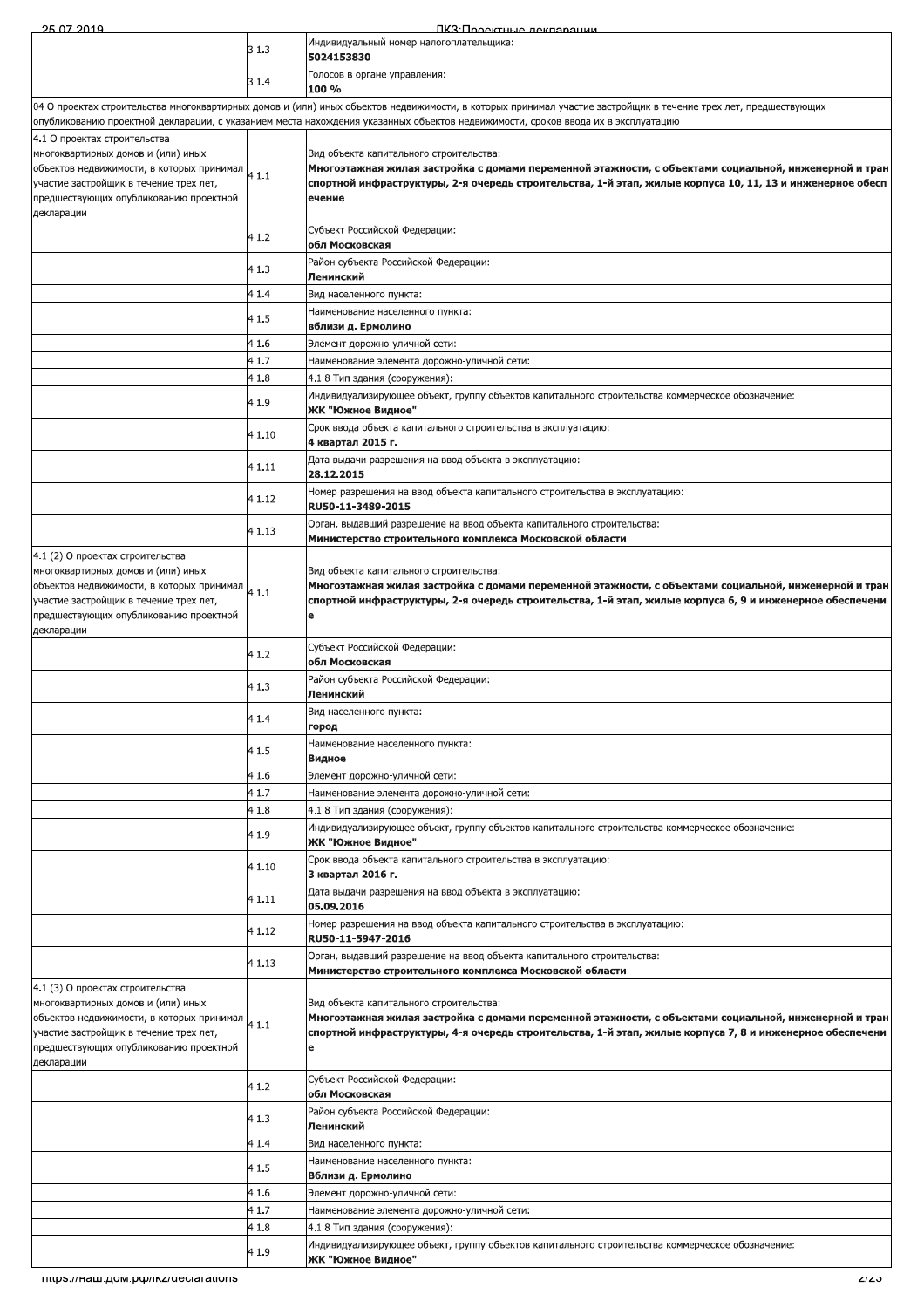| | | |
|---|---|---|
| | 3.1.3 | Индивидуальный номер налогоплательщика:<br>**5024153830** |
| | 3.1.4 | Голосов в органе управления:<br>**100 %** |
| 04 О проектах строительства многоквартирных домов и (или) иных объектов недвижимости, в которых принимал участие застройщик в течение трех лет, предшествующих опубликованию проектной декларации, с указанием места нахождения указанных объектов недвижимости, сроков ввода их в эксплуатацию | | |
| 4.1 О проектах строительства многоквартирных домов и (или) иных объектов недвижимости, в которых принимал участие застройщик в течение трех лет, предшествующих опубликованию проектной декларации | 4.1.1 | Вид объекта капитального строительства:<br>**Многоэтажная жилая застройка с домами переменной этажности, с объектами социальной, инженерной и транспортной инфраструктуры, 2-я очередь строительства, 1-й этап, жилые корпуса 10, 11, 13 и инженерное обеспечение** |
| | 4.1.2 | Субъект Российской Федерации:<br>**обл Московская** |
| | 4.1.3 | Район субъекта Российской Федерации:<br>**Ленинский** |
| | 4.1.4 | Вид населенного пункта: |
| | 4.1.5 | Наименование населенного пункта:<br>**вблизи д. Ермолино** |
| | 4.1.6 | Элемент дорожно-уличной сети: |
| | 4.1.7 | Наименование элемента дорожно-уличной сети: |
| | 4.1.8 | 4.1.8 Тип здания (сооружения): |
| | 4.1.9 | Индивидуализирующее объект, группу объектов капитального строительства коммерческое обозначение:<br>**ЖК "Южное Видное"** |
| | 4.1.10 | Срок ввода объекта капитального строительства в эксплуатацию:<br>**4 квартал 2015 г.** |
| | 4.1.11 | Дата выдачи разрешения на ввод объекта в эксплуатацию:<br>**28.12.2015** |
| | 4.1.12 | Номер разрешения на ввод объекта капитального строительства в эксплуатацию:<br>**RU50-11-3489-2015** |
| | 4.1.13 | Орган, выдавший разрешение на ввод объекта капитального строительства:<br>**Министерство строительного комплекса Московской области** |
| 4.1 (2) О проектах строительства многоквартирных домов и (или) иных объектов недвижимости, в которых принимал участие застройщик в течение трех лет, предшествующих опубликованию проектной декларации | 4.1.1 | Вид объекта капитального строительства:<br>**Многоэтажная жилая застройка с домами переменной этажности, с объектами социальной, инженерной и транспортной инфраструктуры, 2-я очередь строительства, 1-й этап, жилые корпуса 6, 9 и инженерное обеспечение** |
| | 4.1.2 | Субъект Российской Федерации:<br>**обл Московская** |
| | 4.1.3 | Район субъекта Российской Федерации:<br>**Ленинский** |
| | 4.1.4 | Вид населенного пункта:<br>**город** |
| | 4.1.5 | Наименование населенного пункта:<br>**Видное** |
| | 4.1.6 | Элемент дорожно-уличной сети: |
| | 4.1.7 | Наименование элемента дорожно-уличной сети: |
| | 4.1.8 | 4.1.8 Тип здания (сооружения): |
| | 4.1.9 | Индивидуализирующее объект, группу объектов капитального строительства коммерческое обозначение:<br>**ЖК "Южное Видное"** |
| | 4.1.10 | Срок ввода объекта капитального строительства в эксплуатацию:<br>**3 квартал 2016 г.** |
| | 4.1.11 | Дата выдачи разрешения на ввод объекта в эксплуатацию:<br>**05.09.2016** |
| | 4.1.12 | Номер разрешения на ввод объекта капитального строительства в эксплуатацию:<br>**RU50-11-5947-2016** |
| | 4.1.13 | Орган, выдавший разрешение на ввод объекта капитального строительства:<br>**Министерство строительного комплекса Московской области** |
| 4.1 (3) О проектах строительства многоквартирных домов и (или) иных объектов недвижимости, в которых принимал участие застройщик в течение трех лет, предшествующих опубликованию проектной декларации | 4.1.1 | Вид объекта капитального строительства:<br>**Многоэтажная жилая застройка с домами переменной этажности, с объектами социальной, инженерной и транспортной инфраструктуры, 4-я очередь строительства, 1-й этап, жилые корпуса 7, 8 и инженерное обеспечение** |
| | 4.1.2 | Субъект Российской Федерации:<br>**обл Московская** |
| | 4.1.3 | Район субъекта Российской Федерации:<br>**Ленинский** |
| | 4.1.4 | Вид населенного пункта: |
| | 4.1.5 | Наименование населенного пункта:<br>**Вблизи д. Ермолино** |
| | 4.1.6 | Элемент дорожно-уличной сети: |
| | 4.1.7 | Наименование элемента дорожно-уличной сети: |
| | 4.1.8 | 4.1.8 Тип здания (сооружения): |
| | 4.1.9 | Индивидуализирующее объект, группу объектов капитального строительства коммерческое обозначение:<br>**ЖК "Южное Видное"** |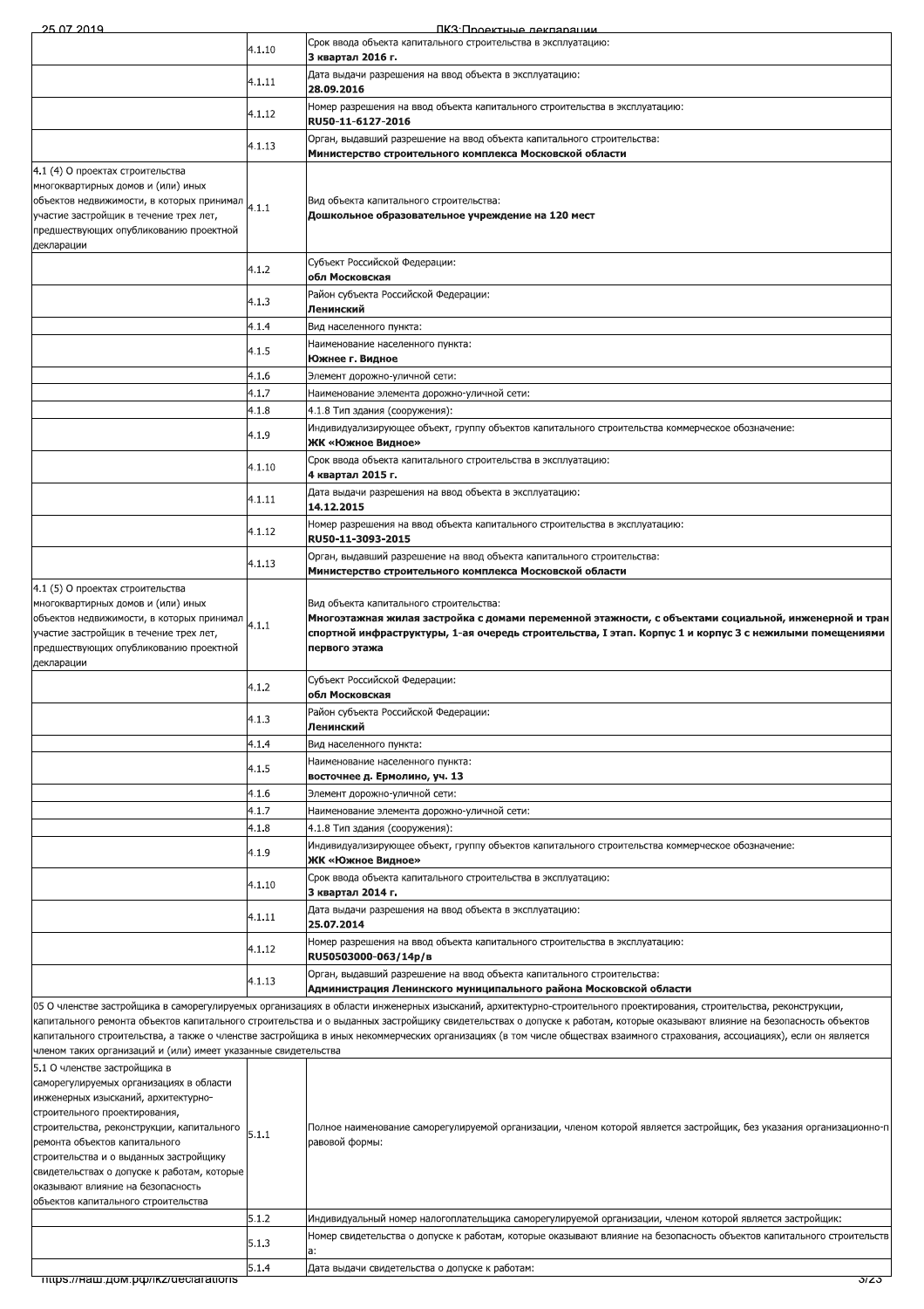| | | |
|---|---|---|
| | 4.1.10 | Срок ввода объекта капитального строительства в эксплуатацию: **3 квартал 2016 г.** |
| | 4.1.11 | Дата выдачи разрешения на ввод объекта в эксплуатацию: **28.09.2016** |
| | 4.1.12 | Номер разрешения на ввод объекта капитального строительства в эксплуатацию: **RU50-11-6127-2016** |
| | 4.1.13 | Орган, выдавший разрешение на ввод объекта капитального строительства: **Министерство строительного комплекса Московской области** |
| 4.1 (4) О проектах строительства многоквартирных домов и (или) иных объектов недвижимости, в которых принимал участие застройщик в течение трех лет, предшествующих опубликованию проектной декларации | 4.1.1 | Вид объекта капитального строительства: **Дошкольное образовательное учреждение на 120 мест** |
| | 4.1.2 | Субъект Российской Федерации: **обл Московская** |
| | 4.1.3 | Район субъекта Российской Федерации: **Ленинский** |
| | 4.1.4 | Вид населенного пункта: |
| | 4.1.5 | Наименование населенного пункта: **Южнее г. Видное** |
| | 4.1.6 | Элемент дорожно-уличной сети: |
| | 4.1.7 | Наименование элемента дорожно-уличной сети: |
| | 4.1.8 | 4.1.8 Тип здания (сооружения): |
| | 4.1.9 | Индивидуализирующее объект, группу объектов капитального строительства коммерческое обозначение: **ЖК «Южное Видное»** |
| | 4.1.10 | Срок ввода объекта капитального строительства в эксплуатацию: **4 квартал 2015 г.** |
| | 4.1.11 | Дата выдачи разрешения на ввод объекта в эксплуатацию: **14.12.2015** |
| | 4.1.12 | Номер разрешения на ввод объекта капитального строительства в эксплуатацию: **RU50-11-3093-2015** |
| | 4.1.13 | Орган, выдавший разрешение на ввод объекта капитального строительства: **Министерство строительного комплекса Московской области** |
| 4.1 (5) О проектах строительства многоквартирных домов и (или) иных объектов недвижимости, в которых принимал участие застройщик в течение трех лет, предшествующих опубликованию проектной декларации | 4.1.1 | Вид объекта капитального строительства: **Многоэтажная жилая застройка с домами переменной этажности, с объектами социальной, инженерной и транспортной инфраструктуры, 1-ая очередь строительства, I этап. Корпус 1 и корпус 3 с нежилыми помещениями первого этажа** |
| | 4.1.2 | Субъект Российской Федерации: **обл Московская** |
| | 4.1.3 | Район субъекта Российской Федерации: **Ленинский** |
| | 4.1.4 | Вид населенного пункта: |
| | 4.1.5 | Наименование населенного пункта: **восточнее д. Ермолино, уч. 13** |
| | 4.1.6 | Элемент дорожно-уличной сети: |
| | 4.1.7 | Наименование элемента дорожно-уличной сети: |
| | 4.1.8 | 4.1.8 Тип здания (сооружения): |
| | 4.1.9 | Индивидуализирующее объект, группу объектов капитального строительства коммерческое обозначение: **ЖК «Южное Видное»** |
| | 4.1.10 | Срок ввода объекта капитального строительства в эксплуатацию: **3 квартал 2014 г.** |
| | 4.1.11 | Дата выдачи разрешения на ввод объекта в эксплуатацию: **25.07.2014** |
| | 4.1.12 | Номер разрешения на ввод объекта капитального строительства в эксплуатацию: **RU50503000-063/14р/в** |
| | 4.1.13 | Орган, выдавший разрешение на ввод объекта капитального строительства: **Администрация Ленинского муниципального района Московской области** |

05 О членстве застройщика в саморегулируемых организациях в области инженерных изысканий, архитектурно-строительного проектирования, строительства, реконструкции, капитального ремонта объектов капитального строительства и о выданных застройщику свидетельствах о допуске к работам, которые оказывают влияние на безопасность объектов капитального строительства, а также о членстве застройщика в иных некоммерческих организациях (в том числе обществах взаимного страхования, ассоциациях), если он является членом таких организаций и (или) имеет указанные свидетельства

| | | |
|---|---|---|
| 5.1 О членстве застройщика в саморегулируемых организациях в области инженерных изысканий, архитектурно-строительного проектирования, строительства, реконструкции, капитального ремонта объектов капитального строительства и о выданных застройщику свидетельствах о допуске к работам, которые оказывают влияние на безопасность объектов капитального строительства | 5.1.1 | Полное наименование саморегулируемой организации, членом которой является застройщик, без указания организационно-правовой формы: |
| | 5.1.2 | Индивидуальный номер налогоплательщика саморегулируемой организации, членом которой является застройщик: |
| | 5.1.3 | Номер свидетельства о допуске к работам, которые оказывают влияние на безопасность объектов капитального строительства: |
| | 5.1.4 | Дата выдачи свидетельства о допуске к работам: |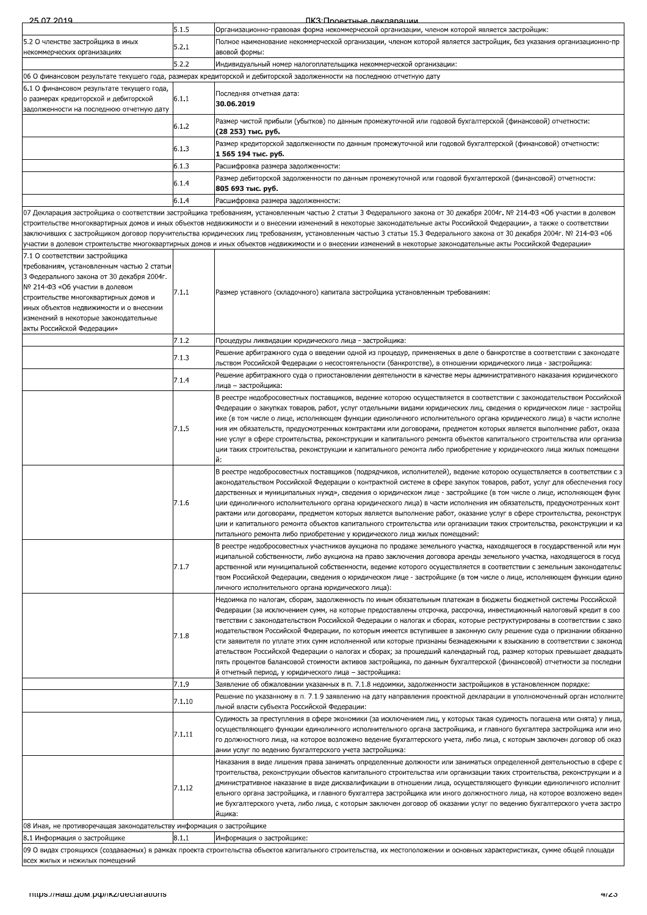| | | |
|---|---|---|
| | 5.1.5 | Организационно-правовая форма некоммерческой организации, членом которой является застройщик: |
| 5.2 О членстве застройщика в иных некоммерческих организациях | 5.2.1 | Полное наименование некоммерческой организации, членом которой является застройщик, без указания организационно-правовой формы: |
| | 5.2.2 | Индивидуальный номер налогоплательщика некоммерческой организации: |
| 06 О финансовом результате текущего года, размерах кредиторской и дебиторской задолженности на последнюю отчетную дату | | |
| 6.1 О финансовом результате текущего года, о размерах кредиторской и дебиторской задолженности на последнюю отчетную дату | 6.1.1 | Последняя отчетная дата:<br>**30.06.2019** |
| | 6.1.2 | Размер чистой прибыли (убытков) по данным промежуточной или годовой бухгалтерской (финансовой) отчетности:<br>**(28 253) тыс. руб.** |
| | 6.1.3 | Размер кредиторской задолженности по данным промежуточной или годовой бухгалтерской (финансовой) отчетности:<br>**1 565 194 тыс. руб.** |
| | 6.1.3 | Расшифровка размера задолженности: |
| | 6.1.4 | Размер дебиторской задолженности по данным промежуточной или годовой бухгалтерской (финансовой) отчетности:<br>**805 693 тыс. руб.** |
| | 6.1.4 | Расшифровка размера задолженности: |
| 07 Декларация застройщика о соответствии застройщика требованиям, установленным частью 2 статьи 3 Федерального закона от 30 декабря 2004г. № 214-ФЗ «Об участии в долевом строительстве многоквартирных домов и иных объектов недвижимости и о внесении изменений в некоторые законодательные акты Российской Федерации», а также о соответствии заключивших с застройщиком договор поручительства юридических лиц требованиям, установленным частью 3 статьи 15.3 Федерального закона от 30 декабря 2004г. № 214-ФЗ «Об участии в долевом строительстве многоквартирных домов и иных объектов недвижимости и о внесении изменений в некоторые законодательные акты Российской Федерации» | | |
| 7.1 О соответствии застройщика требованиям, установленным частью 2 статьи 3 Федерального закона от 30 декабря 2004г. № 214-ФЗ «Об участии в долевом строительстве многоквартирных домов и иных объектов недвижимости и о внесении изменений в некоторые законодательные акты Российской Федерации» | 7.1.1 | Размер уставного (складочного) капитала застройщика установленным требованиям: |
| | 7.1.2 | Процедуры ликвидации юридического лица - застройщика: |
| | 7.1.3 | Решение арбитражного суда о введении одной из процедур, применяемых в деле о банкротстве в соответствии с законодательством Российской Федерации о несостоятельности (банкротстве), в отношении юридического лица - застройщика: |
| | 7.1.4 | Решение арбитражного суда о приостановлении деятельности в качестве меры административного наказания юридического лица – застройщика: |
| | 7.1.5 | В реестре недобросовестных поставщиков, ведение которою осуществляется в соответствии с законодательством Российской Федерации о закупках товаров, работ, услуг отдельными видами юридических лиц, сведения о юридическом лице - застройщике (в том числе о лице, исполняющем функции единоличного исполнительного органа юридического лица) в части исполнения им обязательств, предусмотренных контрактами или договорами, предметом которых является выполнение работ, оказание услуг в сфере строительства, реконструкции и капитального ремонта объектов капитального строительства или организации таких строительства, реконструкции и капитального ремонта либо приобретение у юридического лица жилых помещений: |
| | 7.1.6 | В реестре недобросовестных поставщиков (подрядчиков, исполнителей), ведение которою осуществляется в соответствии с законодательством Российской Федерации о контрактной системе в сфере закупок товаров, работ, услуг для обеспечения государственных и муниципальных нужд», сведения о юридическом лице - застройщике (в том числе о лице, исполняющем функции единоличного исполнительного органа юридического лица) в части исполнения им обязательств, предусмотренных контрактами или договорами, предметом которых является выполнение работ, оказание услуг в сфере строительства, реконструкции и капитального ремонта объектов капитального строительства или организации таких строительства, реконструкции и капитального ремонта либо приобретение у юридического лица жилых помещений: |
| | 7.1.7 | В реестре недобросовестных участников аукциона по продаже земельного участка, находящегося в государственной или муниципальной собственности, либо аукциона на право заключения договора аренды земельного участка, находящегося в государственной или муниципальной собственности, ведение которого осуществляется в соответствии с земельным законодательством Российской Федерации, сведения о юридическом лице - застройщике (в том числе о лице, исполняющем функции единоличного исполнительного органа юридического лица): |
| | 7.1.8 | Недоимка по налогам, сборам, задолженность по иным обязательным платежам в бюджеты бюджетной системы Российской Федерации (за исключением сумм, на которые предоставлены отсрочка, рассрочка, инвестиционный налоговый кредит в соответствии с законодательством Российской Федерации о налогах и сборах, которые реструктурированы в соответствии с законодательством Российской Федерации, по которым имеется вступившее в законную силу решение суда о признании обязанности заявителя по уплате этих сумм исполненной или которые признаны безнадежными к взысканию в соответствии с законодательством Российской Федерации о налогах и сборах) за прошедший календарный год, размер которых превышает двадцать пять процентов балансовой стоимости активов застройщика, по данным бухгалтерской (финансовой) отчетности за последний отчетный период, у юридического лица – застройщика: |
| | 7.1.9 | Заявление об обжаловании указанных в п. 7.1.8 недоимки, задолженности застройщиков в установленном порядке: |
| | 7.1.10 | Решение по указанному в п. 7.1.9 заявлению на дату направления проектной декларации в уполномоченный орган исполнительной власти субъекта Российской Федерации: |
| | 7.1.11 | Судимость за преступления в сфере экономики (за исключением лиц, у которых такая судимость погашена или снята) у лица, осуществляющего функции единоличного исполнительного органа застройщика, и главного бухгалтера застройщика или иного должностного лица, на которое возложено ведение бухгалтерского учета, либо лица, с которым заключен договор об оказании услуг по ведению бухгалтерского учета застройщика: |
| | 7.1.12 | Наказания в виде лишения права занимать определенные должности или заниматься определенной деятельностью в сфере строительства, реконструкции объектов капитального строительства или организации таких строительства, реконструкции и административное наказание в виде дисквалификации в отношении лица, осуществляющего функции единоличного исполнительного органа застройщика, и главного бухгалтера застройщика или иного должностного лица, на которое возложено ведение бухгалтерского учета, либо лица, с которым заключен договор об оказании услуг по ведению бухгалтерского учета застройщика: |
| 08 Иная, не противоречащая законодательству информация о застройщике | | |
| 8.1 Информация о застройщике | 8.1.1 | Информация о застройщике: |
| 09 О видах строящихся (создаваемых) в рамках проекта строительства объектов капитального строительства, их местоположении и основных характеристиках, сумме общей площади всех жилых и нежилых помещений | | |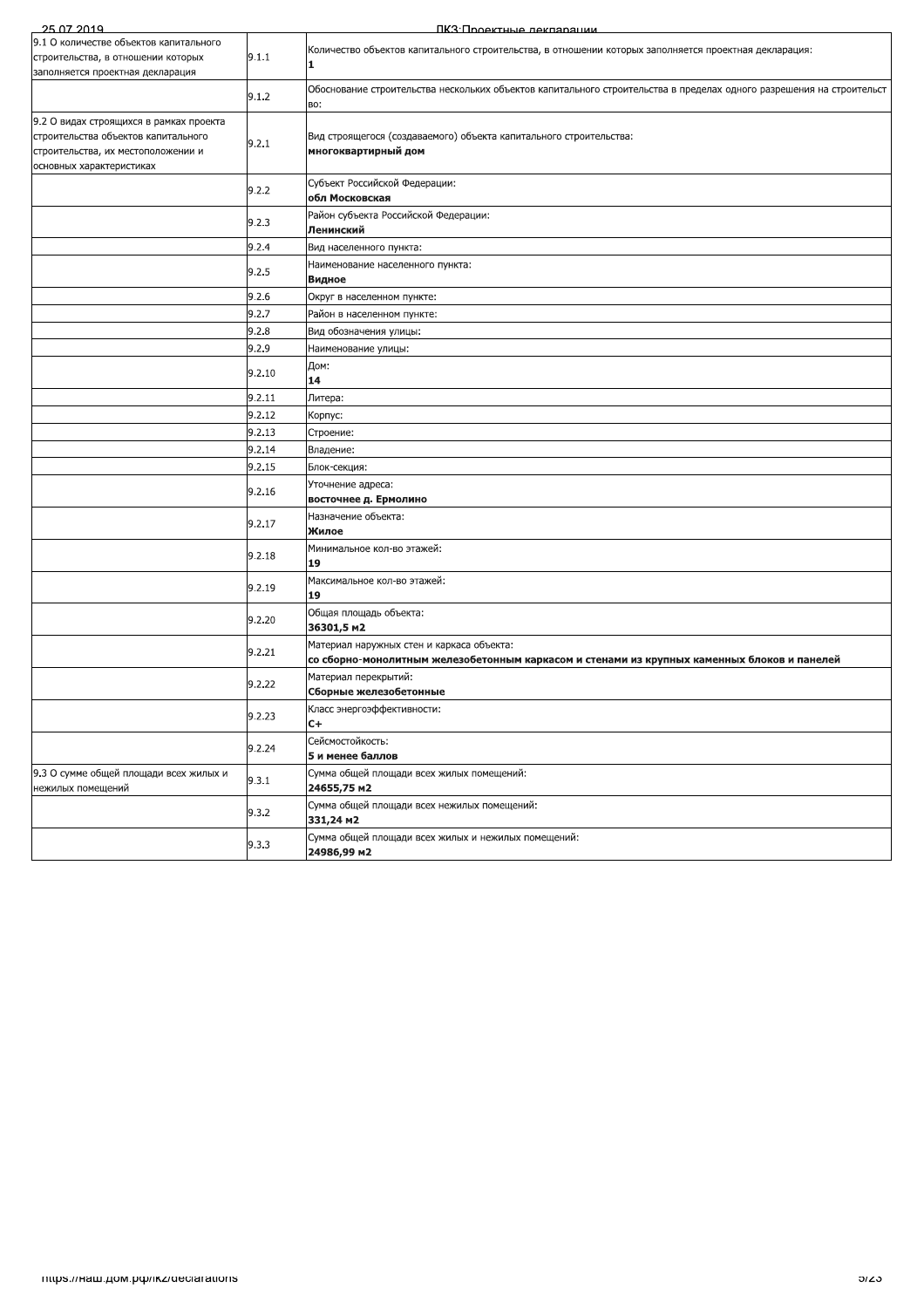| | | |
|---|---|---|
| 9.1 О количестве объектов капитального строительства, в отношении которых заполняется проектная декларация | 9.1.1 | Количество объектов капитального строительства, в отношении которых заполняется проектная декларация:<br>**1** |
| | 9.1.2 | Обоснование строительства нескольких объектов капитального строительства в пределах одного разрешения на строительство: |
| 9.2 О видах строящихся в рамках проекта строительства объектов капитального строительства, их местоположении и основных характеристиках | 9.2.1 | Вид строящегося (создаваемого) объекта капитального строительства:<br>**многоквартирный дом** |
| | 9.2.2 | Субъект Российской Федерации:<br>**обл Московская** |
| | 9.2.3 | Район субъекта Российской Федерации:<br>**Ленинский** |
| | 9.2.4 | Вид населенного пункта: |
| | 9.2.5 | Наименование населенного пункта:<br>**Видное** |
| | 9.2.6 | Округ в населенном пункте: |
| | 9.2.7 | Район в населенном пункте: |
| | 9.2.8 | Вид обозначения улицы: |
| | 9.2.9 | Наименование улицы: |
| | 9.2.10 | Дом:<br>**14** |
| | 9.2.11 | Литера: |
| | 9.2.12 | Корпус: |
| | 9.2.13 | Строение: |
| | 9.2.14 | Владение: |
| | 9.2.15 | Блок-секция: |
| | 9.2.16 | Уточнение адреса:<br>**восточнее д. Ермолино** |
| | 9.2.17 | Назначение объекта:<br>**Жилое** |
| | 9.2.18 | Минимальное кол-во этажей:<br>**19** |
| | 9.2.19 | Максимальное кол-во этажей:<br>**19** |
| | 9.2.20 | Общая площадь объекта:<br>**36301,5 м2** |
| | 9.2.21 | Материал наружных стен и каркаса объекта:<br>**со сборно-монолитным железобетонным каркасом и стенами из крупных каменных блоков и панелей** |
| | 9.2.22 | Материал перекрытий:<br>**Сборные железобетонные** |
| | 9.2.23 | Класс энергоэффективности:<br>**C+** |
| | 9.2.24 | Сейсмостойкость:<br>**5 и менее баллов** |
| 9.3 О сумме общей площади всех жилых и нежилых помещений | 9.3.1 | Сумма общей площади всех жилых помещений:<br>**24655,75 м2** |
| | 9.3.2 | Сумма общей площади всех нежилых помещений:<br>**331,24 м2** |
| | 9.3.3 | Сумма общей площади всех жилых и нежилых помещений:<br>**24986,99 м2** |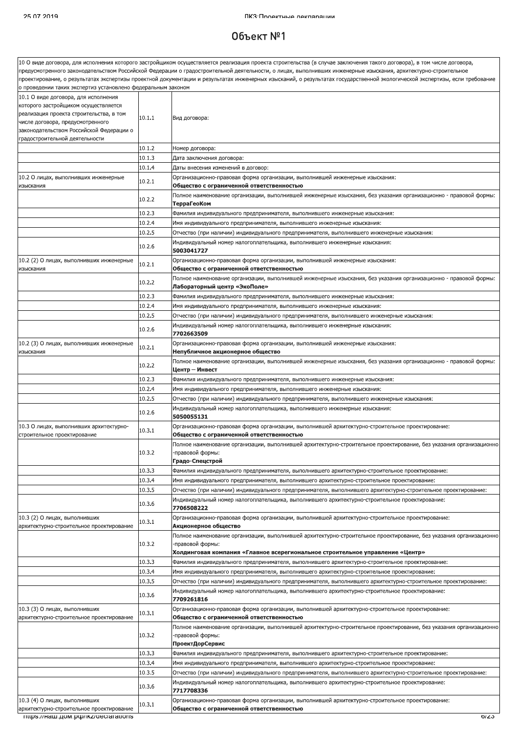# Объект №1

| 10 О виде договора, для исполнения которого застройщиком осуществляется реализация проекта строительства (в случае заключения такого договора), в том числе договора, предусмотренного законодательством Российской Федерации о градостроительной деятельности, о лицах, выполнивших инженерные изыскания, архитектурно-строительное проектирование, о результатах экспертизы проектной документации и результатах инженерных изысканий, о результатах государственной экологической экспертизы, если требование о проведении таких экспертиз установлено федеральным законом | | |
|---|---|---|
| 10.1 О виде договора, для исполнения которого застройщиком осуществляется реализация проекта строительства, в том числе договора, предусмотренного законодательством Российской Федерации о градостроительной деятельности | 10.1.1 | Вид договора: |
| | 10.1.2 | Номер договора: |
| | 10.1.3 | Дата заключения договора: |
| | 10.1.4 | Даты внесения изменений в договор: |
| 10.2 О лицах, выполнивших инженерные изыскания | 10.2.1 | Организационно-правовая форма организации, выполнившей инженерные изыскания: **Общество с ограниченной ответственностью** |
| | 10.2.2 | Полное наименование организации, выполнившей инженерные изыскания, без указания организационно - правовой формы: **ТерраГеоКом** |
| | 10.2.3 | Фамилия индивидуального предпринимателя, выполнившего инженерные изыскания: |
| | 10.2.4 | Имя индивидуального предпринимателя, выполнившего инженерные изыскания: |
| | 10.2.5 | Отчество (при наличии) индивидуального предпринимателя, выполнившего инженерные изыскания: |
| | 10.2.6 | Индивидуальный номер налогоплательщика, выполнившего инженерные изыскания: **5003041727** |
| 10.2 (2) О лицах, выполнивших инженерные изыскания | 10.2.1 | Организационно-правовая форма организации, выполнившей инженерные изыскания: **Общество с ограниченной ответственностью** |
| | 10.2.2 | Полное наименование организации, выполнившей инженерные изыскания, без указания организационно - правовой формы: **Лабораторный центр «ЭкоПоле»** |
| | 10.2.3 | Фамилия индивидуального предпринимателя, выполнившего инженерные изыскания: |
| | 10.2.4 | Имя индивидуального предпринимателя, выполнившего инженерные изыскания: |
| | 10.2.5 | Отчество (при наличии) индивидуального предпринимателя, выполнившего инженерные изыскания: |
| | 10.2.6 | Индивидуальный номер налогоплательщика, выполнившего инженерные изыскания: **7702663509** |
| 10.2 (3) О лицах, выполнивших инженерные изыскания | 10.2.1 | Организационно-правовая форма организации, выполнившей инженерные изыскания: **Непубличное акционерное общество** |
| | 10.2.2 | Полное наименование организации, выполнившей инженерные изыскания, без указания организационно - правовой формы: **Центр – Инвест** |
| | 10.2.3 | Фамилия индивидуального предпринимателя, выполнившего инженерные изыскания: |
| | 10.2.4 | Имя индивидуального предпринимателя, выполнившего инженерные изыскания: |
| | 10.2.5 | Отчество (при наличии) индивидуального предпринимателя, выполнившего инженерные изыскания: |
| | 10.2.6 | Индивидуальный номер налогоплательщика, выполнившего инженерные изыскания: **5050055131** |
| 10.3 О лицах, выполнивших архитектурно-строительное проектирование | 10.3.1 | Организационно-правовая форма организации, выполнившей архитектурно-строительное проектирование: **Общество с ограниченной ответственностью** |
| | 10.3.2 | Полное наименование организации, выполнившей архитектурно-строительное проектирование, без указания организационно -правовой формы: **Градо-Спецстрой** |
| | 10.3.3 | Фамилия индивидуального предпринимателя, выполнившего архитектурно-строительное проектирование: |
| | 10.3.4 | Имя индивидуального предпринимателя, выполнившего архитектурно-строительное проектирование: |
| | 10.3.5 | Отчество (при наличии) индивидуального предпринимателя, выполнившего архитектурно-строительное проектирование: |
| | 10.3.6 | Индивидуальный номер налогоплательщика, выполнившего архитектурно-строительное проектирование: **7706508222** |
| 10.3 (2) О лицах, выполнивших архитектурно-строительное проектирование | 10.3.1 | Организационно-правовая форма организации, выполнившей архитектурно-строительное проектирование: **Акционерное общество** |
| | 10.3.2 | Полное наименование организации, выполнившей архитектурно-строительное проектирование, без указания организационно -правовой формы: **Холдинговая компания «Главное всерегиональное строительное управление «Центр»** |
| | 10.3.3 | Фамилия индивидуального предпринимателя, выполнившего архитектурно-строительное проектирование: |
| | 10.3.4 | Имя индивидуального предпринимателя, выполнившего архитектурно-строительное проектирование: |
| | 10.3.5 | Отчество (при наличии) индивидуального предпринимателя, выполнившего архитектурно-строительное проектирование: |
| | 10.3.6 | Индивидуальный номер налогоплательщика, выполнившего архитектурно-строительное проектирование: **7709261816** |
| 10.3 (3) О лицах, выполнивших архитектурно-строительное проектирование | 10.3.1 | Организационно-правовая форма организации, выполнившей архитектурно-строительное проектирование: **Общество с ограниченной ответственностью** |
| | 10.3.2 | Полное наименование организации, выполнившей архитектурно-строительное проектирование, без указания организационно -правовой формы: **ПроектДорСервис** |
| | 10.3.3 | Фамилия индивидуального предпринимателя, выполнившего архитектурно-строительное проектирование: |
| | 10.3.4 | Имя индивидуального предпринимателя, выполнившего архитектурно-строительное проектирование: |
| | 10.3.5 | Отчество (при наличии) индивидуального предпринимателя, выполнившего архитектурно-строительное проектирование: |
| | 10.3.6 | Индивидуальный номер налогоплательщика, выполнившего архитектурно-строительное проектирование: **7717708336** |
| 10.3 (4) О лицах, выполнивших архитектурно-строительное проектирование | 10.3.1 | Организационно-правовая форма организации, выполнившей архитектурно-строительное проектирование: **Общество с ограниченной ответственностью** |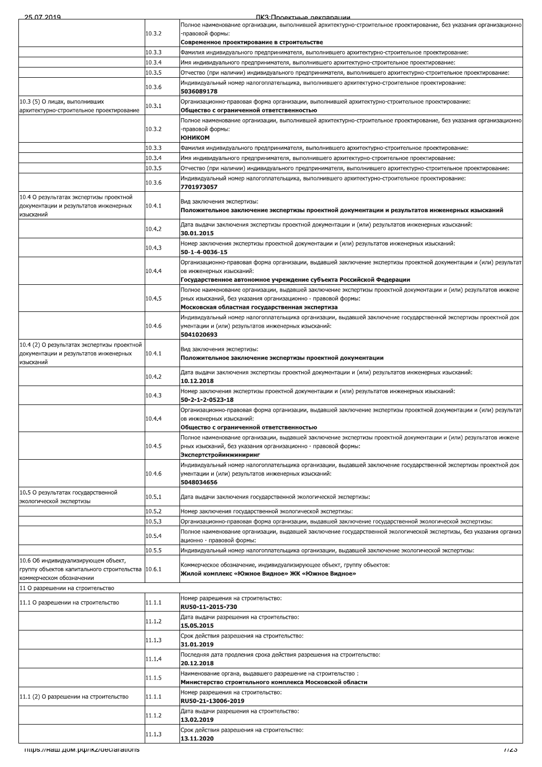| | | |
|---|---|---|
| | 10.3.2 | Полное наименование организации, выполнившей архитектурно-строительное проектирование, без указания организационно-правовой формы:<br>**Современное проектирование в строительстве** |
| | 10.3.3 | Фамилия индивидуального предпринимателя, выполнившего архитектурно-строительное проектирование: |
| | 10.3.4 | Имя индивидуального предпринимателя, выполнившего архитектурно-строительное проектирование: |
| | 10.3.5 | Отчество (при наличии) индивидуального предпринимателя, выполнившего архитектурно-строительное проектирование: |
| | 10.3.6 | Индивидуальный номер налогоплательщика, выполнившего архитектурно-строительное проектирование:<br>**5036089178** |
| 10.3 (5) О лицах, выполнивших архитектурно-строительное проектирование | 10.3.1 | Организационно-правовая форма организации, выполнившей архитектурно-строительное проектирование:<br>**Общество с ограниченной ответственностью** |
| | 10.3.2 | Полное наименование организации, выполнившей архитектурно-строительное проектирование, без указания организационно-правовой формы:<br>**ЮНИКОМ** |
| | 10.3.3 | Фамилия индивидуального предпринимателя, выполнившего архитектурно-строительное проектирование: |
| | 10.3.4 | Имя индивидуального предпринимателя, выполнившего архитектурно-строительное проектирование: |
| | 10.3.5 | Отчество (при наличии) индивидуального предпринимателя, выполнившего архитектурно-строительное проектирование: |
| | 10.3.6 | Индивидуальный номер налогоплательщика, выполнившего архитектурно-строительное проектирование:<br>**7701973057** |
| 10.4 О результатах экспертизы проектной документации и результатов инженерных изысканий | 10.4.1 | Вид заключения экспертизы:<br>**Положительное заключение экспертизы проектной документации и результатов инженерных изысканий** |
| | 10.4.2 | Дата выдачи заключения экспертизы проектной документации и (или) результатов инженерных изысканий:<br>**30.01.2015** |
| | 10.4.3 | Номер заключения экспертизы проектной документации и (или) результатов инженерных изысканий:<br>**50-1-4-0036-15** |
| | 10.4.4 | Организационно-правовая форма организации, выдавшей заключение экспертизы проектной документации и (или) результатов инженерных изысканий:<br>**Государственное автономное учреждение субъекта Российской Федерации** |
| | 10.4.5 | Полное наименование организации, выдавшей заключение экспертизы проектной документации и (или) результатов инженерных изысканий, без указания организационно - правовой формы:<br>**Московская областная государственная экспертиза** |
| | 10.4.6 | Индивидуальный номер налогоплательщика организации, выдавшей заключение государственной экспертизы проектной документации и (или) результатов инженерных изысканий:<br>**5041020693** |
| 10.4 (2) О результатах экспертизы проектной документации и результатов инженерных изысканий | 10.4.1 | Вид заключения экспертизы:<br>**Положительное заключение экспертизы проектной документации** |
| | 10.4.2 | Дата выдачи заключения экспертизы проектной документации и (или) результатов инженерных изысканий:<br>**10.12.2018** |
| | 10.4.3 | Номер заключения экспертизы проектной документации и (или) результатов инженерных изысканий:<br>**50-2-1-2-0523-18** |
| | 10.4.4 | Организационно-правовая форма организации, выдавшей заключение экспертизы проектной документации и (или) результатов инженерных изысканий:<br>**Общество с ограниченной ответственностью** |
| | 10.4.5 | Полное наименование организации, выдавшей заключение экспертизы проектной документации и (или) результатов инженерных изысканий, без указания организационно - правовой формы:<br>**Экспертстройинжиниринг** |
| | 10.4.6 | Индивидуальный номер налогоплательщика организации, выдавшей заключение государственной экспертизы проектной документации и (или) результатов инженерных изысканий:<br>**5048034656** |
| 10.5 О результатах государственной экологической экспертизы | 10.5.1 | Дата выдачи заключения государственной экологической экспертизы: |
| | 10.5.2 | Номер заключения государственной экологической экспертизы: |
| | 10.5.3 | Организационно-правовая форма организации, выдавшей заключение государственной экологической экспертизы: |
| | 10.5.4 | Полное наименование организации, выдавшей заключение государственной экологической экспертизы, без указания организационно - правовой формы: |
| | 10.5.5 | Индивидуальный номер налогоплательщика организации, выдавшей заключение экологической экспертизы: |
| 10.6 Об индивидуализирующем объект, группу объектов капитального строительства коммерческом обозначении | 10.6.1 | Коммерческое обозначение, индивидуализирующее объект, группу объектов:<br>**Жилой комплекс «Южное Видное» ЖК «Южное Видное»** |
| 11 О разрешении на строительство | | |
| 11.1 О разрешении на строительство | 11.1.1 | Номер разрешения на строительство:<br>**RU50-11-2015-730** |
| | 11.1.2 | Дата выдачи разрешения на строительство:<br>**15.05.2015** |
| | 11.1.3 | Срок действия разрешения на строительство:<br>**31.01.2019** |
| | 11.1.4 | Последняя дата продления срока действия разрешения на строительство:<br>**20.12.2018** |
| | 11.1.5 | Наименование органа, выдавшего разрешение на строительство :<br>**Министерство строительного комплекса Московской области** |
| 11.1 (2) О разрешении на строительство | 11.1.1 | Номер разрешения на строительство:<br>**RU50-21-13006-2019** |
| | 11.1.2 | Дата выдачи разрешения на строительство:<br>**13.02.2019** |
| | 11.1.3 | Срок действия разрешения на строительство:<br>**13.11.2020** |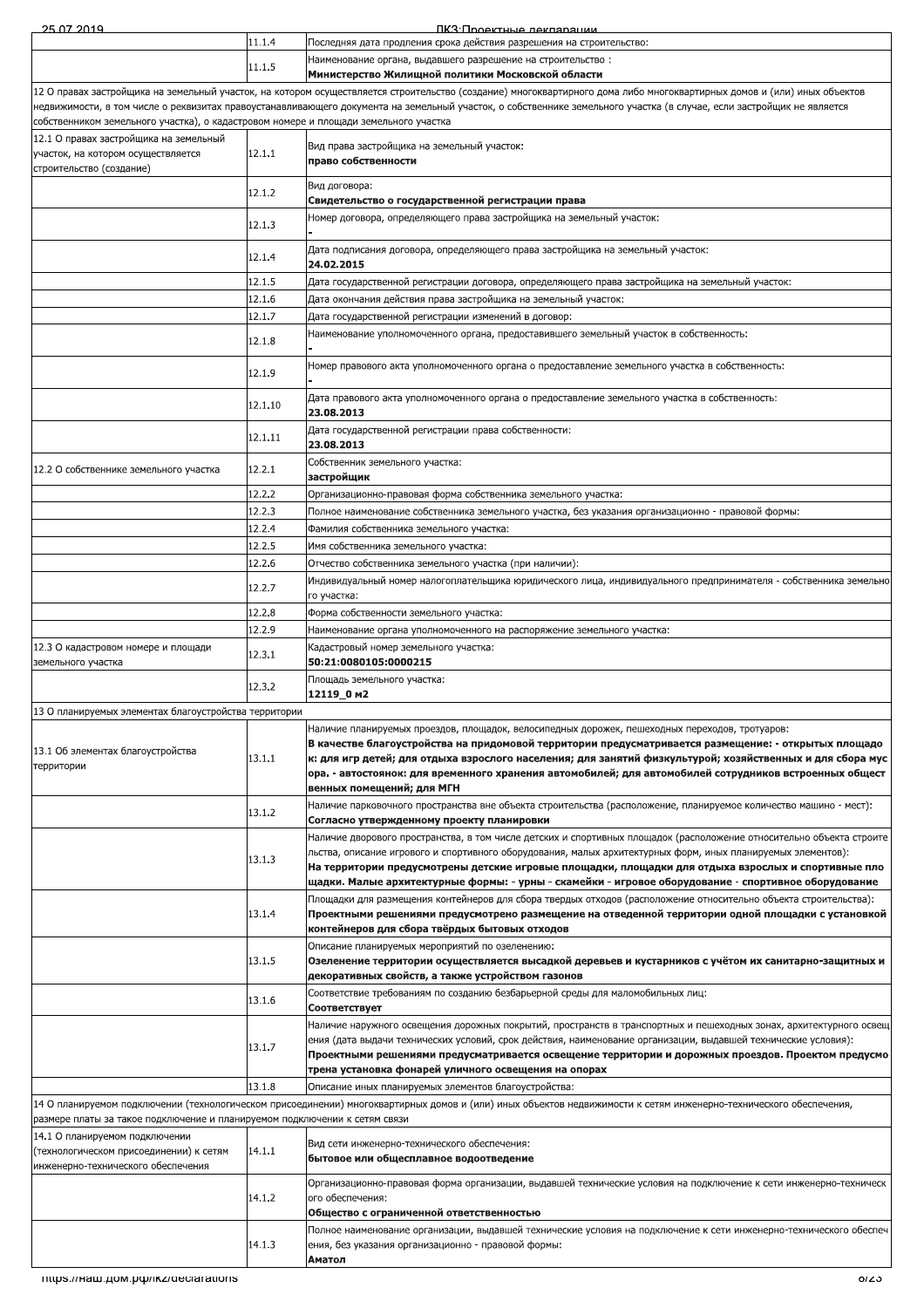| | | |
|---|---|---|
| | 11.1.4 | Последняя дата продления срока действия разрешения на строительство: |
| | 11.1.5 | Наименование органа, выдавшего разрешение на строительство :<br>**Министерство Жилищной политики Московской области** |
| 12 О правах застройщика на земельный участок, на котором осуществляется строительство (создание) многоквартирного дома либо многоквартирных домов и (или) иных объектов недвижимости, в том числе о реквизитах правоустанавливающего документа на земельный участок, о собственнике земельного участка (в случае, если застройщик не является собственником земельного участка), о кадастровом номере и площади земельного участка | | |
| 12.1 О правах застройщика на земельный участок, на котором осуществляется строительство (создание) | 12.1.1 | Вид права застройщика на земельный участок:<br>**право собственности** |
| | 12.1.2 | Вид договора:<br>**Свидетельство о государственной регистрации права** |
| | 12.1.3 | Номер договора, определяющего права застройщика на земельный участок:<br>**-** |
| | 12.1.4 | Дата подписания договора, определяющего права застройщика на земельный участок:<br>**24.02.2015** |
| | 12.1.5 | Дата государственной регистрации договора, определяющего права застройщика на земельный участок: |
| | 12.1.6 | Дата окончания действия права застройщика на земельный участок: |
| | 12.1.7 | Дата государственной регистрации изменений в договор: |
| | 12.1.8 | Наименование уполномоченного органа, предоставившего земельный участок в собственность:<br>**-** |
| | 12.1.9 | Номер правового акта уполномоченного органа о предоставление земельного участка в собственность:<br>**-** |
| | 12.1.10 | Дата правового акта уполномоченного органа о предоставление земельного участка в собственность:<br>**23.08.2013** |
| | 12.1.11 | Дата государственной регистрации права собственности:<br>**23.08.2013** |
| 12.2 О собственнике земельного участка | 12.2.1 | Собственник земельного участка:<br>**застройщик** |
| | 12.2.2 | Организационно-правовая форма собственника земельного участка: |
| | 12.2.3 | Полное наименование собственника земельного участка, без указания организационно - правовой формы: |
| | 12.2.4 | Фамилия собственника земельного участка: |
| | 12.2.5 | Имя собственника земельного участка: |
| | 12.2.6 | Отчество собственника земельного участка (при наличии): |
| | 12.2.7 | Индивидуальный номер налогоплательщика юридического лица, индивидуального предпринимателя - собственника земельного участка: |
| | 12.2.8 | Форма собственности земельного участка: |
| | 12.2.9 | Наименование органа уполномоченного на распоряжение земельного участка: |
| 12.3 О кадастровом номере и площади земельного участка | 12.3.1 | Кадастровый номер земельного участка:<br>**50:21:0080105:0000215** |
| | 12.3.2 | Площадь земельного участка:<br>**12119_0 м2** |
| 13 О планируемых элементах благоустройства территории | | |
| 13.1 Об элементах благоустройства территории | 13.1.1 | Наличие планируемых проездов, площадок, велосипедных дорожек, пешеходных переходов, тротуаров:<br>**В качестве благоустройства на придомовой территории предусматривается размещение: - открытых площадок: для игр детей; для отдыха взрослого населения; для занятий физкультурой; хозяйственных и для сбора мусора. - автостоянок: для временного хранения автомобилей; для автомобилей сотрудников встроенных общественных помещений; для МГН** |
| | 13.1.2 | Наличие парковочного пространства вне объекта строительства (расположение, планируемое количество машино - мест):<br>**Согласно утвержденному проекту планировки** |
| | 13.1.3 | Наличие дворового пространства, в том числе детских и спортивных площадок (расположение относительно объекта строительства, описание игрового и спортивного оборудования, малых архитектурных форм, иных планируемых элементов):<br>**На территории предусмотрены детские игровые площадки, площадки для отдыха взрослых и спортивные площадки. Малые архитектурные формы: - урны - скамейки - игровое оборудование - спортивное оборудование** |
| | 13.1.4 | Площадки для размещения контейнеров для сбора твердых отходов (расположение относительно объекта строительства):<br>**Проектными решениями предусмотрено размещение на отведенной территории одной площадки с установкой контейнеров для сбора твёрдых бытовых отходов** |
| | 13.1.5 | Описание планируемых мероприятий по озеленению:<br>**Озеленение территории осуществляется высадкой деревьев и кустарников с учётом их санитарно-защитных и декоративных свойств, а также устройством газонов** |
| | 13.1.6 | Соответствие требованиям по созданию безбарьерной среды для маломобильных лиц:<br>**Соответствует** |
| | 13.1.7 | Наличие наружного освещения дорожных покрытий, пространств в транспортных и пешеходных зонах, архитектурного освещения (дата выдачи технических условий, срок действия, наименование организации, выдавшей технические условия):<br>**Проектными решениями предусматривается освещение территории и дорожных проездов. Проектом предусмотрена установка фонарей уличного освещения на опорах** |
| | 13.1.8 | Описание иных планируемых элементов благоустройства: |
| 14 О планируемом подключении (технологическом присоединении) многоквартирных домов и (или) иных объектов недвижимости к сетям инженерно-технического обеспечения, размере платы за такое подключение и планируемом подключении к сетям связи | | |
| 14.1 О планируемом подключении (технологическом присоединении) к сетям инженерно-технического обеспечения | 14.1.1 | Вид сети инженерно-технического обеспечения:<br>**бытовое или общесплавное водоотведение** |
| | 14.1.2 | Организационно-правовая форма организации, выдавшей технические условия на подключение к сети инженерно-технического обеспечения:<br>**Общество с ограниченной ответственностью** |
| | 14.1.3 | Полное наименование организации, выдавшей технические условия на подключение к сети инженерно-технического обеспечения, без указания организационно - правовой формы:<br>**Аматол** |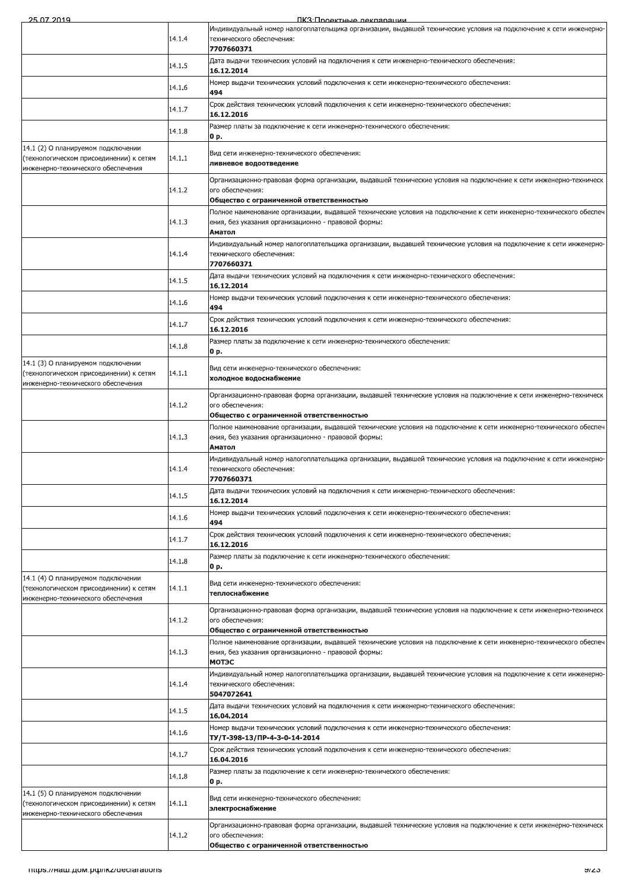| | | |
|---|---|---|
| | 14.1.4 | Индивидуальный номер налогоплательщика организации, выдавшей технические условия на подключение к сети инженерно-технического обеспечения:<br>**7707660371** |
| | 14.1.5 | Дата выдачи технических условий на подключения к сети инженерно-технического обеспечения:<br>**16.12.2014** |
| | 14.1.6 | Номер выдачи технических условий подключения к сети инженерно-технического обеспечения:<br>**494** |
| | 14.1.7 | Срок действия технических условий подключения к сети инженерно-технического обеспечения:<br>**16.12.2016** |
| | 14.1.8 | Размер платы за подключение к сети инженерно-технического обеспечения:<br>**0 р.** |
| 14.1 (2) О планируемом подключении (технологическом присоединении) к сетям инженерно-технического обеспечения | 14.1.1 | Вид сети инженерно-технического обеспечения:<br>**ливневое водоотведение** |
| | 14.1.2 | Организационно-правовая форма организации, выдавшей технические условия на подключение к сети инженерно-технического обеспечения:<br>**Общество с ограниченной ответственностью** |
| | 14.1.3 | Полное наименование организации, выдавшей технические условия на подключение к сети инженерно-технического обеспечения, без указания организационно - правовой формы:<br>**Аматол** |
| | 14.1.4 | Индивидуальный номер налогоплательщика организации, выдавшей технические условия на подключение к сети инженерно-технического обеспечения:<br>**7707660371** |
| | 14.1.5 | Дата выдачи технических условий на подключения к сети инженерно-технического обеспечения:<br>**16.12.2014** |
| | 14.1.6 | Номер выдачи технических условий подключения к сети инженерно-технического обеспечения:<br>**494** |
| | 14.1.7 | Срок действия технических условий подключения к сети инженерно-технического обеспечения:<br>**16.12.2016** |
| | 14.1.8 | Размер платы за подключение к сети инженерно-технического обеспечения:<br>**0 р.** |
| 14.1 (3) О планируемом подключении (технологическом присоединении) к сетям инженерно-технического обеспечения | 14.1.1 | Вид сети инженерно-технического обеспечения:<br>**холодное водоснабжение** |
| | 14.1.2 | Организационно-правовая форма организации, выдавшей технические условия на подключение к сети инженерно-технического обеспечения:<br>**Общество с ограниченной ответственностью** |
| | 14.1.3 | Полное наименование организации, выдавшей технические условия на подключение к сети инженерно-технического обеспечения, без указания организационно - правовой формы:<br>**Аматол** |
| | 14.1.4 | Индивидуальный номер налогоплательщика организации, выдавшей технические условия на подключение к сети инженерно-технического обеспечения:<br>**7707660371** |
| | 14.1.5 | Дата выдачи технических условий на подключения к сети инженерно-технического обеспечения:<br>**16.12.2014** |
| | 14.1.6 | Номер выдачи технических условий подключения к сети инженерно-технического обеспечения:<br>**494** |
| | 14.1.7 | Срок действия технических условий подключения к сети инженерно-технического обеспечения:<br>**16.12.2016** |
| | 14.1.8 | Размер платы за подключение к сети инженерно-технического обеспечения:<br>**0 р.** |
| 14.1 (4) О планируемом подключении (технологическом присоединении) к сетям инженерно-технического обеспечения | 14.1.1 | Вид сети инженерно-технического обеспечения:<br>**теплоснабжение** |
| | 14.1.2 | Организационно-правовая форма организации, выдавшей технические условия на подключение к сети инженерно-технического обеспечения:<br>**Общество с ограниченной ответственностью** |
| | 14.1.3 | Полное наименование организации, выдавшей технические условия на подключение к сети инженерно-технического обеспечения, без указания организационно - правовой формы:<br>**МОТЭС** |
| | 14.1.4 | Индивидуальный номер налогоплательщика организации, выдавшей технические условия на подключение к сети инженерно-технического обеспечения:<br>**5047072641** |
| | 14.1.5 | Дата выдачи технических условий на подключения к сети инженерно-технического обеспечения:<br>**16.04.2014** |
| | 14.1.6 | Номер выдачи технических условий подключения к сети инженерно-технического обеспечения:<br>**ТУ/Т-398-13/ПР-4-3-0-14-2014** |
| | 14.1.7 | Срок действия технических условий подключения к сети инженерно-технического обеспечения:<br>**16.04.2016** |
| | 14.1.8 | Размер платы за подключение к сети инженерно-технического обеспечения:<br>**0 р.** |
| 14.1 (5) О планируемом подключении (технологическом присоединении) к сетям инженерно-технического обеспечения | 14.1.1 | Вид сети инженерно-технического обеспечения:<br>**электроснабжение** |
| | 14.1.2 | Организационно-правовая форма организации, выдавшей технические условия на подключение к сети инженерно-технического обеспечения:<br>**Общество с ограниченной ответственностью** |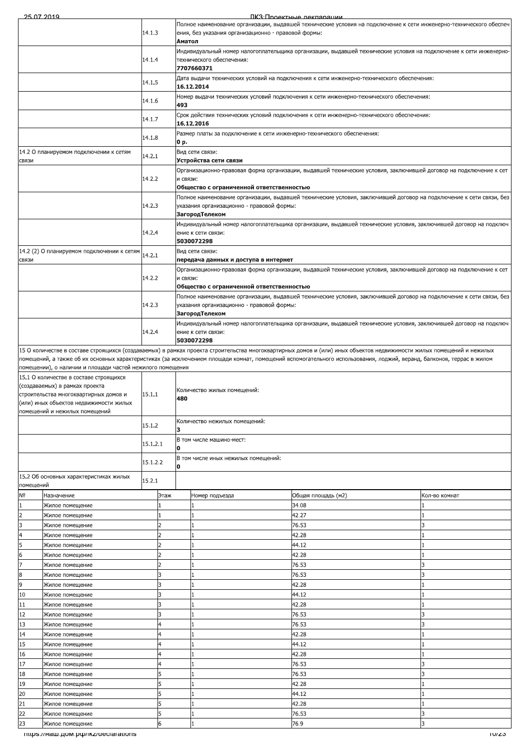| | | |
|---|---|---|
| | 14.1.3 | Полное наименование организации, выдавшей технические условия на подключение к сети инженерно-технического обеспечения, без указания организационно - правовой формы: **Аматол** |
| | 14.1.4 | Индивидуальный номер налогоплательщика организации, выдавшей технические условия на подключение к сети инженерно-технического обеспечения: **7707660371** |
| | 14.1.5 | Дата выдачи технических условий на подключения к сети инженерно-технического обеспечения: **16.12.2014** |
| | 14.1.6 | Номер выдачи технических условий подключения к сети инженерно-технического обеспечения: **493** |
| | 14.1.7 | Срок действия технических условий подключения к сети инженерно-технического обеспечения: **16.12.2016** |
| | 14.1.8 | Размер платы за подключение к сети инженерно-технического обеспечения: **0 р.** |
| 14.2 О планируемом подключении к сетям связи | 14.2.1 | Вид сети связи: **Устройства сети связи** |
| | 14.2.2 | Организационно-правовая форма организации, выдавшей технические условия, заключившей договор на подключение к сети связи: **Общество с ограниченной ответственностью** |
| | 14.2.3 | Полное наименование организации, выдавшей технические условия, заключившей договор на подключение к сети связи, без указания организационно - правовой формы: **ЗагородТелеком** |
| | 14.2.4 | Индивидуальный номер налогоплательщика организации, выдавшей технические условия, заключившей договор на подключение к сети связи: **5030072298** |
| 14.2 (2) О планируемом подключении к сетям связи | 14.2.1 | Вид сети связи: **передача данных и доступа в интернет** |
| | 14.2.2 | Организационно-правовая форма организации, выдавшей технические условия, заключившей договор на подключение к сети связи: **Общество с ограниченной ответственностью** |
| | 14.2.3 | Полное наименование организации, выдавшей технические условия, заключившей договор на подключение к сети связи, без указания организационно - правовой формы: **ЗагородТелеком** |
| | 14.2.4 | Индивидуальный номер налогоплательщика организации, выдавшей технические условия, заключившей договор на подключение к сети связи: **5030072298** |

15 О количестве в составе строящихся (создаваемых) в рамках проекта строительства многоквартирных домов и (или) иных объектов недвижимости жилых помещений и нежилых помещений, а также об их основных характеристиках (за исключением площади комнат, помещений вспомогательного использования, лоджий, веранд, балконов, террас в жилом помещении), о наличии и площади частей нежилого помещения

| | | |
|---|---|---|
| 15.1 О количестве в составе строящихся (создаваемых) в рамках проекта строительства многоквартирных домов и (или) иных объектов недвижимости жилых помещений и нежилых помещений | 15.1.1 | Количество жилых помещений: **480** |
| | 15.1.2 | Количество нежилых помещений: **3** |
| | 15.1.2.1 | В том числе машино-мест: **0** |
| | 15.1.2.2 | В том числе иных нежилых помещений: **0** |
| 15.2 Об основных характеристиках жилых помещений | 15.2.1 | |

| № | Назначение | Этаж | Номер подъезда | Общая площадь (м2) | Кол-во комнат |
|---|---|---|---|---|---|
| 1 | Жилое помещение | 1 | 1 | 34.08 | 1 |
| 2 | Жилое помещение | 1 | 1 | 42.27 | 1 |
| 3 | Жилое помещение | 2 | 1 | 76.53 | 3 |
| 4 | Жилое помещение | 2 | 1 | 42.28 | 1 |
| 5 | Жилое помещение | 2 | 1 | 44.12 | 1 |
| 6 | Жилое помещение | 2 | 1 | 42.28 | 1 |
| 7 | Жилое помещение | 2 | 1 | 76.53 | 3 |
| 8 | Жилое помещение | 3 | 1 | 76.53 | 3 |
| 9 | Жилое помещение | 3 | 1 | 42.28 | 1 |
| 10 | Жилое помещение | 3 | 1 | 44.12 | 1 |
| 11 | Жилое помещение | 3 | 1 | 42.28 | 1 |
| 12 | Жилое помещение | 3 | 1 | 76.53 | 3 |
| 13 | Жилое помещение | 4 | 1 | 76.53 | 3 |
| 14 | Жилое помещение | 4 | 1 | 42.28 | 1 |
| 15 | Жилое помещение | 4 | 1 | 44.12 | 1 |
| 16 | Жилое помещение | 4 | 1 | 42.28 | 1 |
| 17 | Жилое помещение | 4 | 1 | 76.53 | 3 |
| 18 | Жилое помещение | 5 | 1 | 76.53 | 3 |
| 19 | Жилое помещение | 5 | 1 | 42.28 | 1 |
| 20 | Жилое помещение | 5 | 1 | 44.12 | 1 |
| 21 | Жилое помещение | 5 | 1 | 42.28 | 1 |
| 22 | Жилое помещение | 5 | 1 | 76.53 | 3 |
| 23 | Жилое помещение | 6 | 1 | 76.9 | 3 |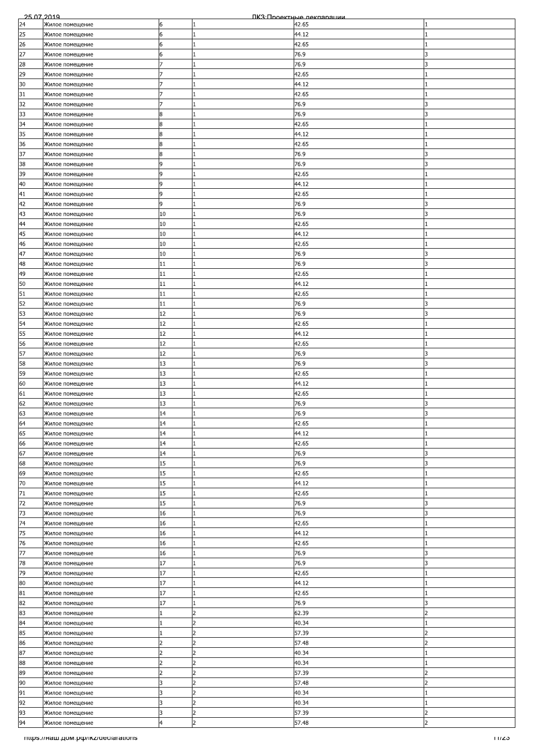| | | | | | |
|---|---|---|---|---|---|
| 24 | Жилое помещение | 6 | 1 | 42.65 | 1 |
| 25 | Жилое помещение | 6 | 1 | 44.12 | 1 |
| 26 | Жилое помещение | 6 | 1 | 42.65 | 1 |
| 27 | Жилое помещение | 6 | 1 | 76.9 | 3 |
| 28 | Жилое помещение | 7 | 1 | 76.9 | 3 |
| 29 | Жилое помещение | 7 | 1 | 42.65 | 1 |
| 30 | Жилое помещение | 7 | 1 | 44.12 | 1 |
| 31 | Жилое помещение | 7 | 1 | 42.65 | 1 |
| 32 | Жилое помещение | 7 | 1 | 76.9 | 3 |
| 33 | Жилое помещение | 8 | 1 | 76.9 | 3 |
| 34 | Жилое помещение | 8 | 1 | 42.65 | 1 |
| 35 | Жилое помещение | 8 | 1 | 44.12 | 1 |
| 36 | Жилое помещение | 8 | 1 | 42.65 | 1 |
| 37 | Жилое помещение | 8 | 1 | 76.9 | 3 |
| 38 | Жилое помещение | 9 | 1 | 76.9 | 3 |
| 39 | Жилое помещение | 9 | 1 | 42.65 | 1 |
| 40 | Жилое помещение | 9 | 1 | 44.12 | 1 |
| 41 | Жилое помещение | 9 | 1 | 42.65 | 1 |
| 42 | Жилое помещение | 9 | 1 | 76.9 | 3 |
| 43 | Жилое помещение | 10 | 1 | 76.9 | 3 |
| 44 | Жилое помещение | 10 | 1 | 42.65 | 1 |
| 45 | Жилое помещение | 10 | 1 | 44.12 | 1 |
| 46 | Жилое помещение | 10 | 1 | 42.65 | 1 |
| 47 | Жилое помещение | 10 | 1 | 76.9 | 3 |
| 48 | Жилое помещение | 11 | 1 | 76.9 | 3 |
| 49 | Жилое помещение | 11 | 1 | 42.65 | 1 |
| 50 | Жилое помещение | 11 | 1 | 44.12 | 1 |
| 51 | Жилое помещение | 11 | 1 | 42.65 | 1 |
| 52 | Жилое помещение | 11 | 1 | 76.9 | 3 |
| 53 | Жилое помещение | 12 | 1 | 76.9 | 3 |
| 54 | Жилое помещение | 12 | 1 | 42.65 | 1 |
| 55 | Жилое помещение | 12 | 1 | 44.12 | 1 |
| 56 | Жилое помещение | 12 | 1 | 42.65 | 1 |
| 57 | Жилое помещение | 12 | 1 | 76.9 | 3 |
| 58 | Жилое помещение | 13 | 1 | 76.9 | 3 |
| 59 | Жилое помещение | 13 | 1 | 42.65 | 1 |
| 60 | Жилое помещение | 13 | 1 | 44.12 | 1 |
| 61 | Жилое помещение | 13 | 1 | 42.65 | 1 |
| 62 | Жилое помещение | 13 | 1 | 76.9 | 3 |
| 63 | Жилое помещение | 14 | 1 | 76.9 | 3 |
| 64 | Жилое помещение | 14 | 1 | 42.65 | 1 |
| 65 | Жилое помещение | 14 | 1 | 44.12 | 1 |
| 66 | Жилое помещение | 14 | 1 | 42.65 | 1 |
| 67 | Жилое помещение | 14 | 1 | 76.9 | 3 |
| 68 | Жилое помещение | 15 | 1 | 76.9 | 3 |
| 69 | Жилое помещение | 15 | 1 | 42.65 | 1 |
| 70 | Жилое помещение | 15 | 1 | 44.12 | 1 |
| 71 | Жилое помещение | 15 | 1 | 42.65 | 1 |
| 72 | Жилое помещение | 15 | 1 | 76.9 | 3 |
| 73 | Жилое помещение | 16 | 1 | 76.9 | 3 |
| 74 | Жилое помещение | 16 | 1 | 42.65 | 1 |
| 75 | Жилое помещение | 16 | 1 | 44.12 | 1 |
| 76 | Жилое помещение | 16 | 1 | 42.65 | 1 |
| 77 | Жилое помещение | 16 | 1 | 76.9 | 3 |
| 78 | Жилое помещение | 17 | 1 | 76.9 | 3 |
| 79 | Жилое помещение | 17 | 1 | 42.65 | 1 |
| 80 | Жилое помещение | 17 | 1 | 44.12 | 1 |
| 81 | Жилое помещение | 17 | 1 | 42.65 | 1 |
| 82 | Жилое помещение | 17 | 1 | 76.9 | 3 |
| 83 | Жилое помещение | 1 | 2 | 62.39 | 2 |
| 84 | Жилое помещение | 1 | 2 | 40.34 | 1 |
| 85 | Жилое помещение | 1 | 2 | 57.39 | 2 |
| 86 | Жилое помещение | 2 | 2 | 57.48 | 2 |
| 87 | Жилое помещение | 2 | 2 | 40.34 | 1 |
| 88 | Жилое помещение | 2 | 2 | 40.34 | 1 |
| 89 | Жилое помещение | 2 | 2 | 57.39 | 2 |
| 90 | Жилое помещение | 3 | 2 | 57.48 | 2 |
| 91 | Жилое помещение | 3 | 2 | 40.34 | 1 |
| 92 | Жилое помещение | 3 | 2 | 40.34 | 1 |
| 93 | Жилое помещение | 3 | 2 | 57.39 | 2 |
| 94 | Жилое помещение | 4 | 2 | 57.48 | 2 |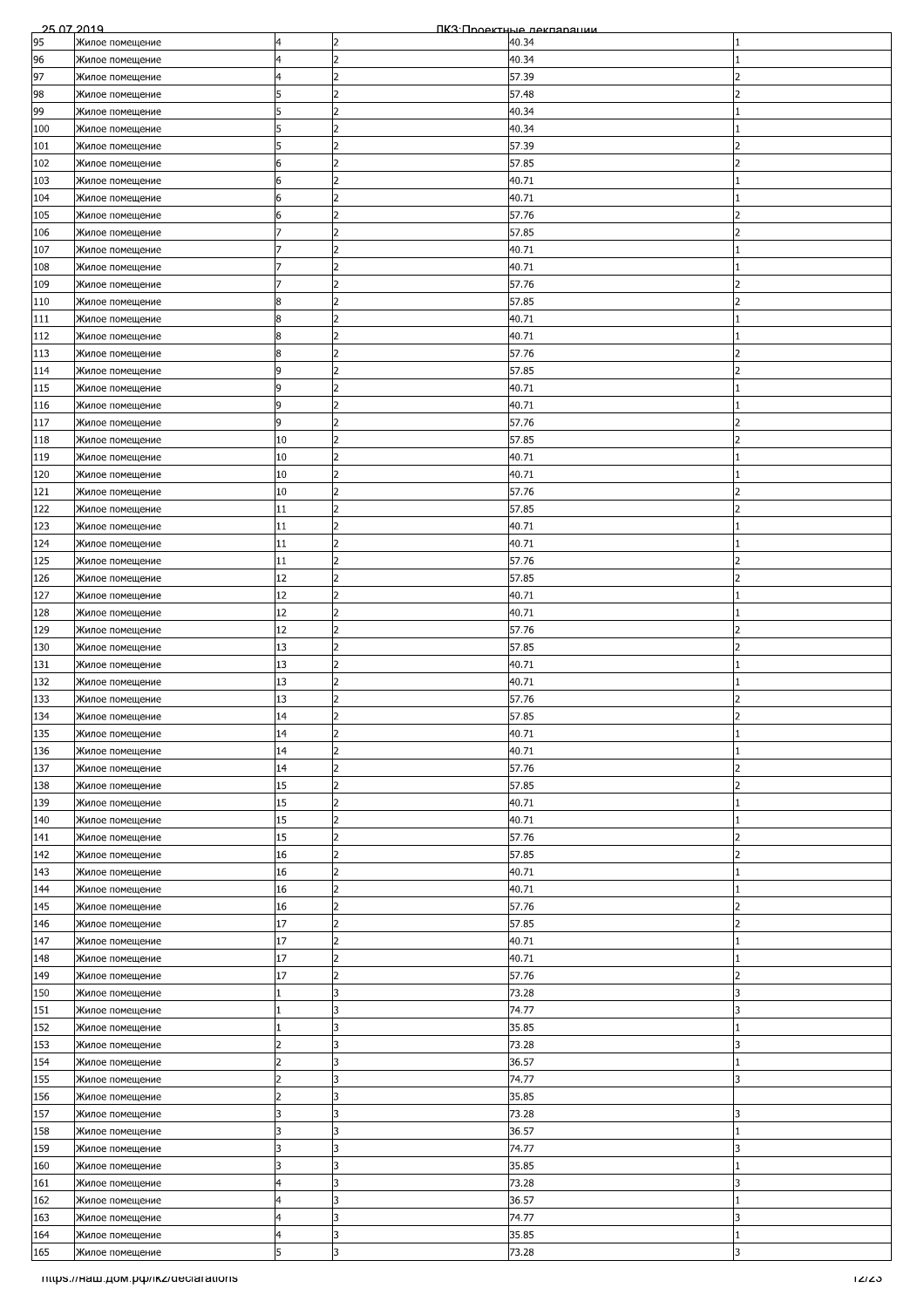| 95 | Жилое помещение | 4 | 2 | 40.34 | 1 |
|---|---|---|---|---|---|
| 96 | Жилое помещение | 4 | 2 | 40.34 | 1 |
| 97 | Жилое помещение | 4 | 2 | 57.39 | 2 |
| 98 | Жилое помещение | 5 | 2 | 57.48 | 2 |
| 99 | Жилое помещение | 5 | 2 | 40.34 | 1 |
| 100 | Жилое помещение | 5 | 2 | 40.34 | 1 |
| 101 | Жилое помещение | 5 | 2 | 57.39 | 2 |
| 102 | Жилое помещение | 6 | 2 | 57.85 | 2 |
| 103 | Жилое помещение | 6 | 2 | 40.71 | 1 |
| 104 | Жилое помещение | 6 | 2 | 40.71 | 1 |
| 105 | Жилое помещение | 6 | 2 | 57.76 | 2 |
| 106 | Жилое помещение | 7 | 2 | 57.85 | 2 |
| 107 | Жилое помещение | 7 | 2 | 40.71 | 1 |
| 108 | Жилое помещение | 7 | 2 | 40.71 | 1 |
| 109 | Жилое помещение | 7 | 2 | 57.76 | 2 |
| 110 | Жилое помещение | 8 | 2 | 57.85 | 2 |
| 111 | Жилое помещение | 8 | 2 | 40.71 | 1 |
| 112 | Жилое помещение | 8 | 2 | 40.71 | 1 |
| 113 | Жилое помещение | 8 | 2 | 57.76 | 2 |
| 114 | Жилое помещение | 9 | 2 | 57.85 | 2 |
| 115 | Жилое помещение | 9 | 2 | 40.71 | 1 |
| 116 | Жилое помещение | 9 | 2 | 40.71 | 1 |
| 117 | Жилое помещение | 9 | 2 | 57.76 | 2 |
| 118 | Жилое помещение | 10 | 2 | 57.85 | 2 |
| 119 | Жилое помещение | 10 | 2 | 40.71 | 1 |
| 120 | Жилое помещение | 10 | 2 | 40.71 | 1 |
| 121 | Жилое помещение | 10 | 2 | 57.76 | 2 |
| 122 | Жилое помещение | 11 | 2 | 57.85 | 2 |
| 123 | Жилое помещение | 11 | 2 | 40.71 | 1 |
| 124 | Жилое помещение | 11 | 2 | 40.71 | 1 |
| 125 | Жилое помещение | 11 | 2 | 57.76 | 2 |
| 126 | Жилое помещение | 12 | 2 | 57.85 | 2 |
| 127 | Жилое помещение | 12 | 2 | 40.71 | 1 |
| 128 | Жилое помещение | 12 | 2 | 40.71 | 1 |
| 129 | Жилое помещение | 12 | 2 | 57.76 | 2 |
| 130 | Жилое помещение | 13 | 2 | 57.85 | 2 |
| 131 | Жилое помещение | 13 | 2 | 40.71 | 1 |
| 132 | Жилое помещение | 13 | 2 | 40.71 | 1 |
| 133 | Жилое помещение | 13 | 2 | 57.76 | 2 |
| 134 | Жилое помещение | 14 | 2 | 57.85 | 2 |
| 135 | Жилое помещение | 14 | 2 | 40.71 | 1 |
| 136 | Жилое помещение | 14 | 2 | 40.71 | 1 |
| 137 | Жилое помещение | 14 | 2 | 57.76 | 2 |
| 138 | Жилое помещение | 15 | 2 | 57.85 | 2 |
| 139 | Жилое помещение | 15 | 2 | 40.71 | 1 |
| 140 | Жилое помещение | 15 | 2 | 40.71 | 1 |
| 141 | Жилое помещение | 15 | 2 | 57.76 | 2 |
| 142 | Жилое помещение | 16 | 2 | 57.85 | 2 |
| 143 | Жилое помещение | 16 | 2 | 40.71 | 1 |
| 144 | Жилое помещение | 16 | 2 | 40.71 | 1 |
| 145 | Жилое помещение | 16 | 2 | 57.76 | 2 |
| 146 | Жилое помещение | 17 | 2 | 57.85 | 2 |
| 147 | Жилое помещение | 17 | 2 | 40.71 | 1 |
| 148 | Жилое помещение | 17 | 2 | 40.71 | 1 |
| 149 | Жилое помещение | 17 | 2 | 57.76 | 2 |
| 150 | Жилое помещение | 1 | 3 | 73.28 | 3 |
| 151 | Жилое помещение | 1 | 3 | 74.77 | 3 |
| 152 | Жилое помещение | 1 | 3 | 35.85 | 1 |
| 153 | Жилое помещение | 2 | 3 | 73.28 | 3 |
| 154 | Жилое помещение | 2 | 3 | 36.57 | 1 |
| 155 | Жилое помещение | 2 | 3 | 74.77 | 3 |
| 156 | Жилое помещение | 2 | 3 | 35.85 | |
| 157 | Жилое помещение | 3 | 3 | 73.28 | 3 |
| 158 | Жилое помещение | 3 | 3 | 36.57 | 1 |
| 159 | Жилое помещение | 3 | 3 | 74.77 | 3 |
| 160 | Жилое помещение | 3 | 3 | 35.85 | 1 |
| 161 | Жилое помещение | 4 | 3 | 73.28 | 3 |
| 162 | Жилое помещение | 4 | 3 | 36.57 | 1 |
| 163 | Жилое помещение | 4 | 3 | 74.77 | 3 |
| 164 | Жилое помещение | 4 | 3 | 35.85 | 1 |
| 165 | Жилое помещение | 5 | 3 | 73.28 | 3 |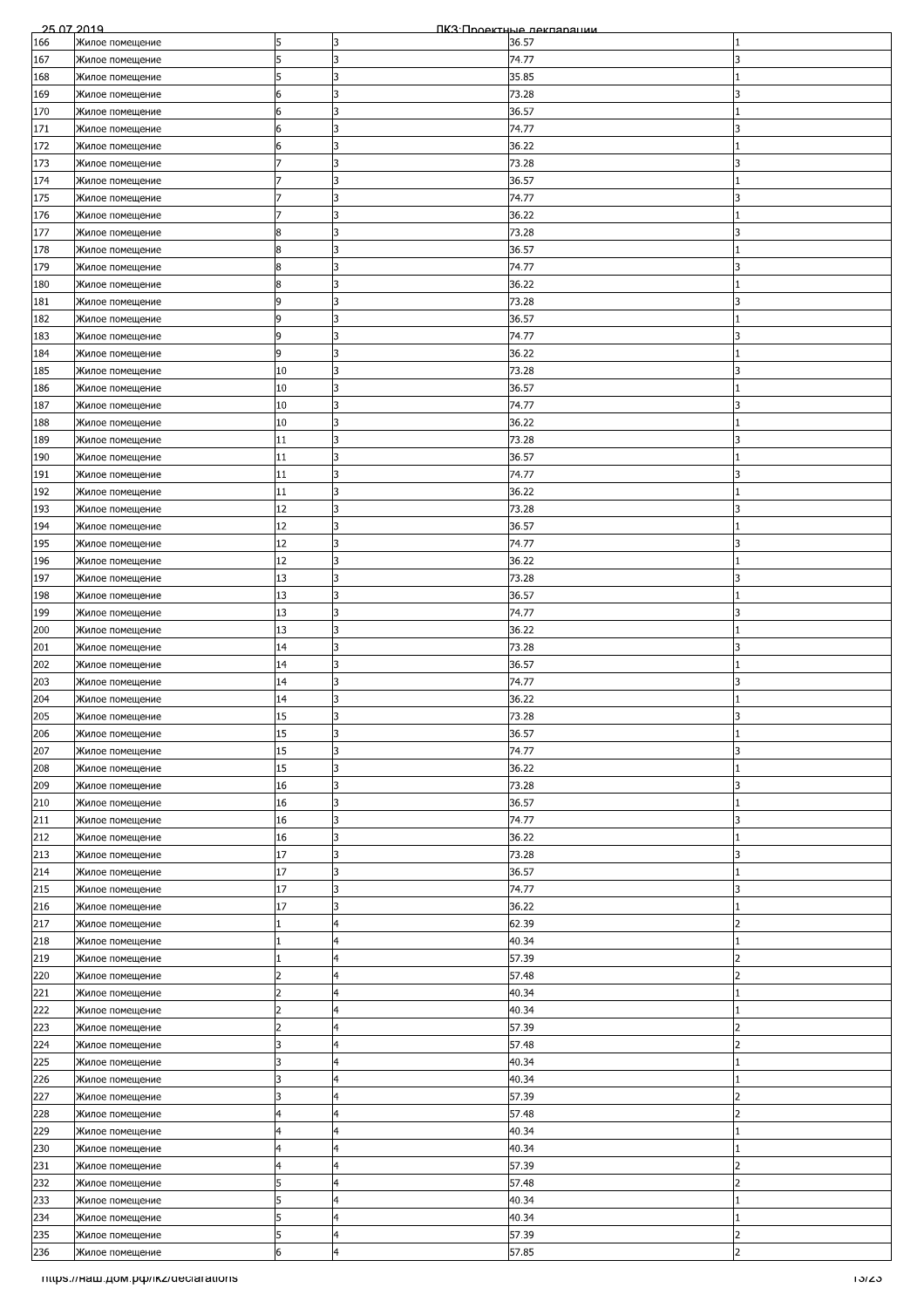| | | | | | |
|---|---|---|---|---|---|
| 166 | Жилое помещение | 5 | 3 | 36.57 | 1 |
| 167 | Жилое помещение | 5 | 3 | 74.77 | 3 |
| 168 | Жилое помещение | 5 | 3 | 35.85 | 1 |
| 169 | Жилое помещение | 6 | 3 | 73.28 | 3 |
| 170 | Жилое помещение | 6 | 3 | 36.57 | 1 |
| 171 | Жилое помещение | 6 | 3 | 74.77 | 3 |
| 172 | Жилое помещение | 6 | 3 | 36.22 | 1 |
| 173 | Жилое помещение | 7 | 3 | 73.28 | 3 |
| 174 | Жилое помещение | 7 | 3 | 36.57 | 1 |
| 175 | Жилое помещение | 7 | 3 | 74.77 | 3 |
| 176 | Жилое помещение | 7 | 3 | 36.22 | 1 |
| 177 | Жилое помещение | 8 | 3 | 73.28 | 3 |
| 178 | Жилое помещение | 8 | 3 | 36.57 | 1 |
| 179 | Жилое помещение | 8 | 3 | 74.77 | 3 |
| 180 | Жилое помещение | 8 | 3 | 36.22 | 1 |
| 181 | Жилое помещение | 9 | 3 | 73.28 | 3 |
| 182 | Жилое помещение | 9 | 3 | 36.57 | 1 |
| 183 | Жилое помещение | 9 | 3 | 74.77 | 3 |
| 184 | Жилое помещение | 9 | 3 | 36.22 | 1 |
| 185 | Жилое помещение | 10 | 3 | 73.28 | 3 |
| 186 | Жилое помещение | 10 | 3 | 36.57 | 1 |
| 187 | Жилое помещение | 10 | 3 | 74.77 | 3 |
| 188 | Жилое помещение | 10 | 3 | 36.22 | 1 |
| 189 | Жилое помещение | 11 | 3 | 73.28 | 3 |
| 190 | Жилое помещение | 11 | 3 | 36.57 | 1 |
| 191 | Жилое помещение | 11 | 3 | 74.77 | 3 |
| 192 | Жилое помещение | 11 | 3 | 36.22 | 1 |
| 193 | Жилое помещение | 12 | 3 | 73.28 | 3 |
| 194 | Жилое помещение | 12 | 3 | 36.57 | 1 |
| 195 | Жилое помещение | 12 | 3 | 74.77 | 3 |
| 196 | Жилое помещение | 12 | 3 | 36.22 | 1 |
| 197 | Жилое помещение | 13 | 3 | 73.28 | 3 |
| 198 | Жилое помещение | 13 | 3 | 36.57 | 1 |
| 199 | Жилое помещение | 13 | 3 | 74.77 | 3 |
| 200 | Жилое помещение | 13 | 3 | 36.22 | 1 |
| 201 | Жилое помещение | 14 | 3 | 73.28 | 3 |
| 202 | Жилое помещение | 14 | 3 | 36.57 | 1 |
| 203 | Жилое помещение | 14 | 3 | 74.77 | 3 |
| 204 | Жилое помещение | 14 | 3 | 36.22 | 1 |
| 205 | Жилое помещение | 15 | 3 | 73.28 | 3 |
| 206 | Жилое помещение | 15 | 3 | 36.57 | 1 |
| 207 | Жилое помещение | 15 | 3 | 74.77 | 3 |
| 208 | Жилое помещение | 15 | 3 | 36.22 | 1 |
| 209 | Жилое помещение | 16 | 3 | 73.28 | 3 |
| 210 | Жилое помещение | 16 | 3 | 36.57 | 1 |
| 211 | Жилое помещение | 16 | 3 | 74.77 | 3 |
| 212 | Жилое помещение | 16 | 3 | 36.22 | 1 |
| 213 | Жилое помещение | 17 | 3 | 73.28 | 3 |
| 214 | Жилое помещение | 17 | 3 | 36.57 | 1 |
| 215 | Жилое помещение | 17 | 3 | 74.77 | 3 |
| 216 | Жилое помещение | 17 | 3 | 36.22 | 1 |
| 217 | Жилое помещение | 1 | 4 | 62.39 | 2 |
| 218 | Жилое помещение | 1 | 4 | 40.34 | 1 |
| 219 | Жилое помещение | 1 | 4 | 57.39 | 2 |
| 220 | Жилое помещение | 2 | 4 | 57.48 | 2 |
| 221 | Жилое помещение | 2 | 4 | 40.34 | 1 |
| 222 | Жилое помещение | 2 | 4 | 40.34 | 1 |
| 223 | Жилое помещение | 2 | 4 | 57.39 | 2 |
| 224 | Жилое помещение | 3 | 4 | 57.48 | 2 |
| 225 | Жилое помещение | 3 | 4 | 40.34 | 1 |
| 226 | Жилое помещение | 3 | 4 | 40.34 | 1 |
| 227 | Жилое помещение | 3 | 4 | 57.39 | 2 |
| 228 | Жилое помещение | 4 | 4 | 57.48 | 2 |
| 229 | Жилое помещение | 4 | 4 | 40.34 | 1 |
| 230 | Жилое помещение | 4 | 4 | 40.34 | 1 |
| 231 | Жилое помещение | 4 | 4 | 57.39 | 2 |
| 232 | Жилое помещение | 5 | 4 | 57.48 | 2 |
| 233 | Жилое помещение | 5 | 4 | 40.34 | 1 |
| 234 | Жилое помещение | 5 | 4 | 40.34 | 1 |
| 235 | Жилое помещение | 5 | 4 | 57.39 | 2 |
| 236 | Жилое помещение | 6 | 4 | 57.85 | 2 |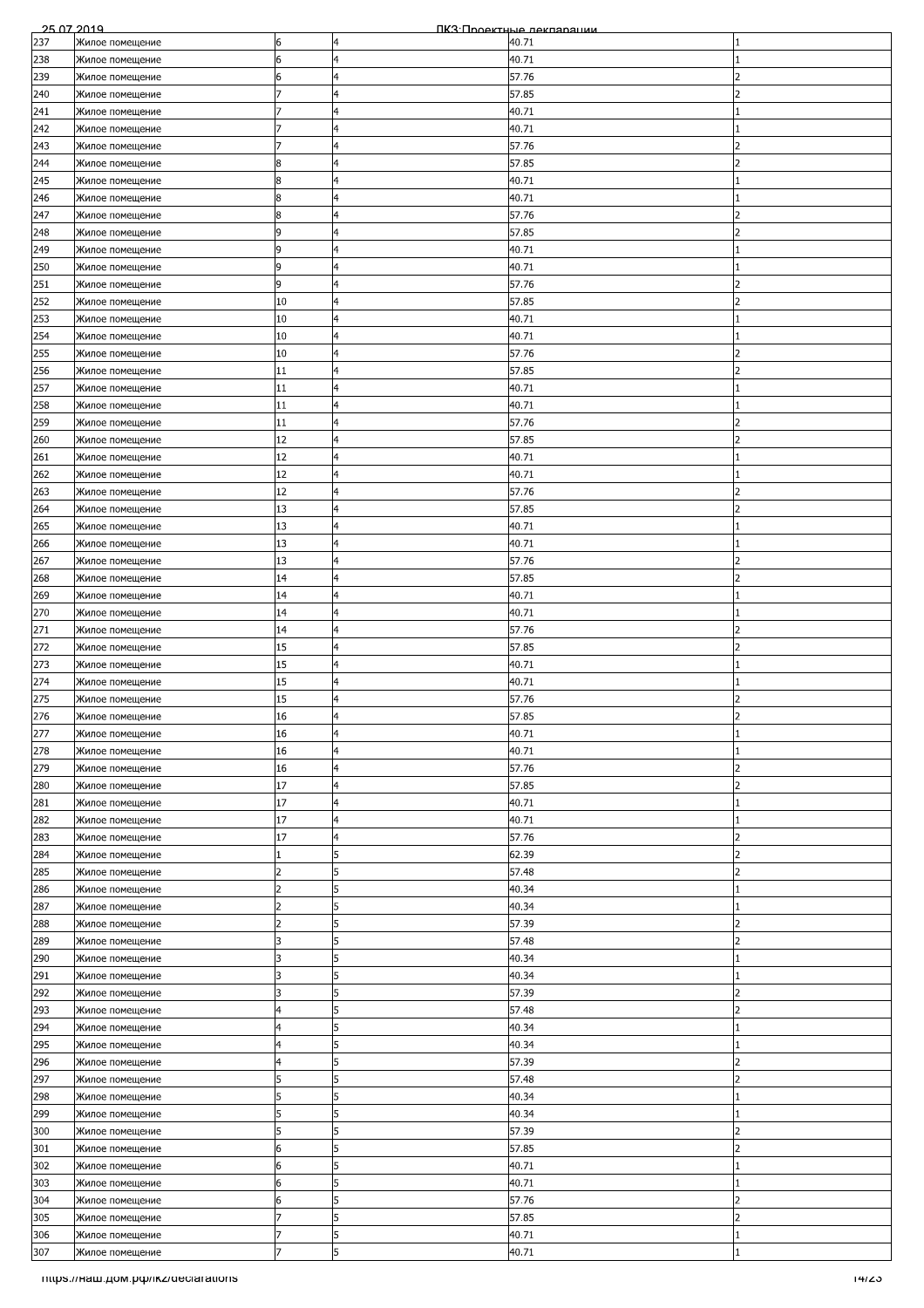| | | | | | |
|---|---|---|---|---|---|
| 237 | Жилое помещение | 6 | 4 | 40.71 | 1 |
| 238 | Жилое помещение | 6 | 4 | 40.71 | 1 |
| 239 | Жилое помещение | 6 | 4 | 57.76 | 2 |
| 240 | Жилое помещение | 7 | 4 | 57.85 | 2 |
| 241 | Жилое помещение | 7 | 4 | 40.71 | 1 |
| 242 | Жилое помещение | 7 | 4 | 40.71 | 1 |
| 243 | Жилое помещение | 7 | 4 | 57.76 | 2 |
| 244 | Жилое помещение | 8 | 4 | 57.85 | 2 |
| 245 | Жилое помещение | 8 | 4 | 40.71 | 1 |
| 246 | Жилое помещение | 8 | 4 | 40.71 | 1 |
| 247 | Жилое помещение | 8 | 4 | 57.76 | 2 |
| 248 | Жилое помещение | 9 | 4 | 57.85 | 2 |
| 249 | Жилое помещение | 9 | 4 | 40.71 | 1 |
| 250 | Жилое помещение | 9 | 4 | 40.71 | 1 |
| 251 | Жилое помещение | 9 | 4 | 57.76 | 2 |
| 252 | Жилое помещение | 10 | 4 | 57.85 | 2 |
| 253 | Жилое помещение | 10 | 4 | 40.71 | 1 |
| 254 | Жилое помещение | 10 | 4 | 40.71 | 1 |
| 255 | Жилое помещение | 10 | 4 | 57.76 | 2 |
| 256 | Жилое помещение | 11 | 4 | 57.85 | 2 |
| 257 | Жилое помещение | 11 | 4 | 40.71 | 1 |
| 258 | Жилое помещение | 11 | 4 | 40.71 | 1 |
| 259 | Жилое помещение | 11 | 4 | 57.76 | 2 |
| 260 | Жилое помещение | 12 | 4 | 57.85 | 2 |
| 261 | Жилое помещение | 12 | 4 | 40.71 | 1 |
| 262 | Жилое помещение | 12 | 4 | 40.71 | 1 |
| 263 | Жилое помещение | 12 | 4 | 57.76 | 2 |
| 264 | Жилое помещение | 13 | 4 | 57.85 | 2 |
| 265 | Жилое помещение | 13 | 4 | 40.71 | 1 |
| 266 | Жилое помещение | 13 | 4 | 40.71 | 1 |
| 267 | Жилое помещение | 13 | 4 | 57.76 | 2 |
| 268 | Жилое помещение | 14 | 4 | 57.85 | 2 |
| 269 | Жилое помещение | 14 | 4 | 40.71 | 1 |
| 270 | Жилое помещение | 14 | 4 | 40.71 | 1 |
| 271 | Жилое помещение | 14 | 4 | 57.76 | 2 |
| 272 | Жилое помещение | 15 | 4 | 57.85 | 2 |
| 273 | Жилое помещение | 15 | 4 | 40.71 | 1 |
| 274 | Жилое помещение | 15 | 4 | 40.71 | 1 |
| 275 | Жилое помещение | 15 | 4 | 57.76 | 2 |
| 276 | Жилое помещение | 16 | 4 | 57.85 | 2 |
| 277 | Жилое помещение | 16 | 4 | 40.71 | 1 |
| 278 | Жилое помещение | 16 | 4 | 40.71 | 1 |
| 279 | Жилое помещение | 16 | 4 | 57.76 | 2 |
| 280 | Жилое помещение | 17 | 4 | 57.85 | 2 |
| 281 | Жилое помещение | 17 | 4 | 40.71 | 1 |
| 282 | Жилое помещение | 17 | 4 | 40.71 | 1 |
| 283 | Жилое помещение | 17 | 4 | 57.76 | 2 |
| 284 | Жилое помещение | 1 | 5 | 62.39 | 2 |
| 285 | Жилое помещение | 2 | 5 | 57.48 | 2 |
| 286 | Жилое помещение | 2 | 5 | 40.34 | 1 |
| 287 | Жилое помещение | 2 | 5 | 40.34 | 1 |
| 288 | Жилое помещение | 2 | 5 | 57.39 | 2 |
| 289 | Жилое помещение | 3 | 5 | 57.48 | 2 |
| 290 | Жилое помещение | 3 | 5 | 40.34 | 1 |
| 291 | Жилое помещение | 3 | 5 | 40.34 | 1 |
| 292 | Жилое помещение | 3 | 5 | 57.39 | 2 |
| 293 | Жилое помещение | 4 | 5 | 57.48 | 2 |
| 294 | Жилое помещение | 4 | 5 | 40.34 | 1 |
| 295 | Жилое помещение | 4 | 5 | 40.34 | 1 |
| 296 | Жилое помещение | 4 | 5 | 57.39 | 2 |
| 297 | Жилое помещение | 5 | 5 | 57.48 | 2 |
| 298 | Жилое помещение | 5 | 5 | 40.34 | 1 |
| 299 | Жилое помещение | 5 | 5 | 40.34 | 1 |
| 300 | Жилое помещение | 5 | 5 | 57.39 | 2 |
| 301 | Жилое помещение | 6 | 5 | 57.85 | 2 |
| 302 | Жилое помещение | 6 | 5 | 40.71 | 1 |
| 303 | Жилое помещение | 6 | 5 | 40.71 | 1 |
| 304 | Жилое помещение | 6 | 5 | 57.76 | 2 |
| 305 | Жилое помещение | 7 | 5 | 57.85 | 2 |
| 306 | Жилое помещение | 7 | 5 | 40.71 | 1 |
| 307 | Жилое помещение | 7 | 5 | 40.71 | 1 |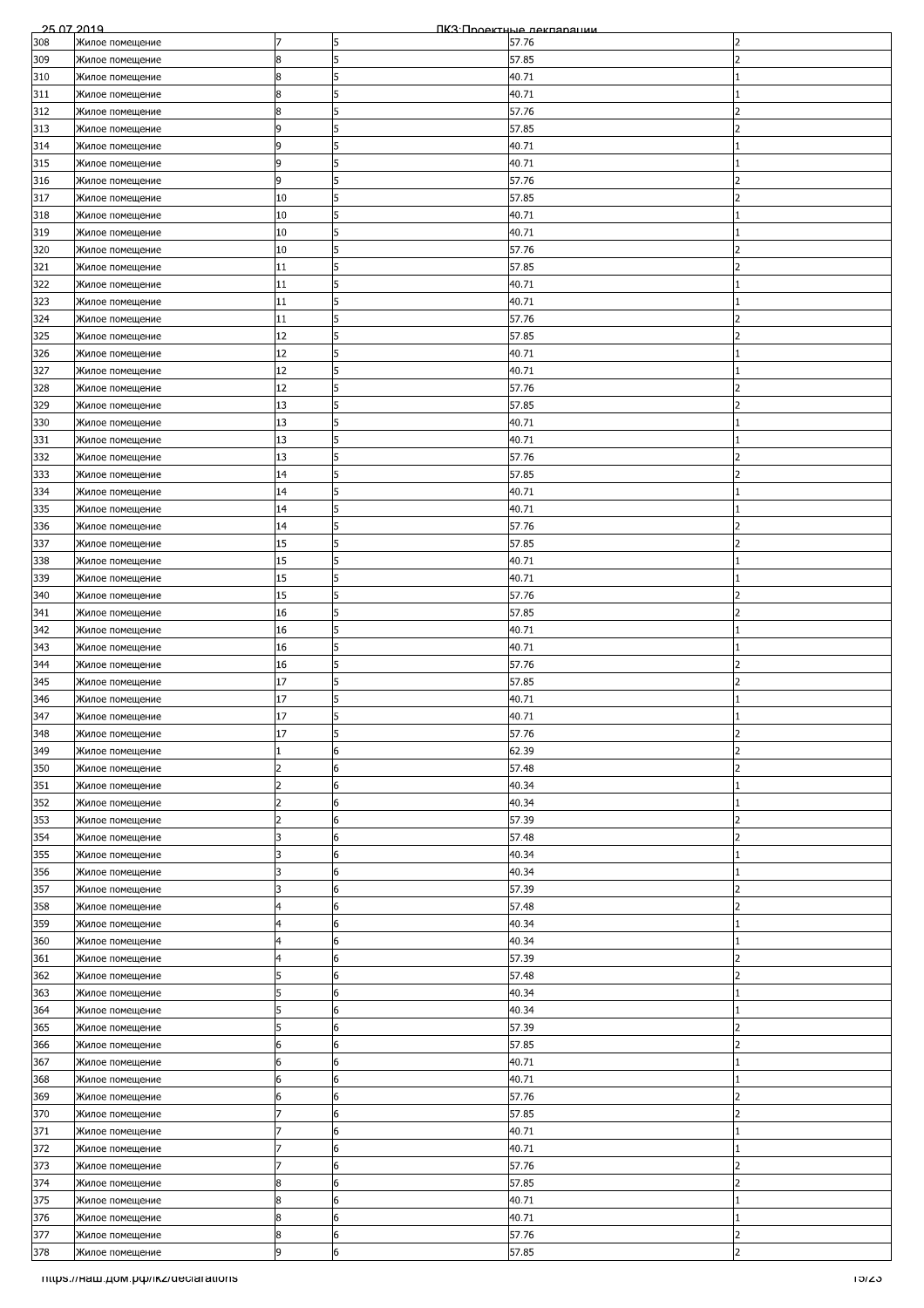| | | | | | |
|---|---|---|---|---|---|
| 308 | Жилое помещение | 7 | 5 | 57.76 | 2 |
| 309 | Жилое помещение | 8 | 5 | 57.85 | 2 |
| 310 | Жилое помещение | 8 | 5 | 40.71 | 1 |
| 311 | Жилое помещение | 8 | 5 | 40.71 | 1 |
| 312 | Жилое помещение | 8 | 5 | 57.76 | 2 |
| 313 | Жилое помещение | 9 | 5 | 57.85 | 2 |
| 314 | Жилое помещение | 9 | 5 | 40.71 | 1 |
| 315 | Жилое помещение | 9 | 5 | 40.71 | 1 |
| 316 | Жилое помещение | 9 | 5 | 57.76 | 2 |
| 317 | Жилое помещение | 10 | 5 | 57.85 | 2 |
| 318 | Жилое помещение | 10 | 5 | 40.71 | 1 |
| 319 | Жилое помещение | 10 | 5 | 40.71 | 1 |
| 320 | Жилое помещение | 10 | 5 | 57.76 | 2 |
| 321 | Жилое помещение | 11 | 5 | 57.85 | 2 |
| 322 | Жилое помещение | 11 | 5 | 40.71 | 1 |
| 323 | Жилое помещение | 11 | 5 | 40.71 | 1 |
| 324 | Жилое помещение | 11 | 5 | 57.76 | 2 |
| 325 | Жилое помещение | 12 | 5 | 57.85 | 2 |
| 326 | Жилое помещение | 12 | 5 | 40.71 | 1 |
| 327 | Жилое помещение | 12 | 5 | 40.71 | 1 |
| 328 | Жилое помещение | 12 | 5 | 57.76 | 2 |
| 329 | Жилое помещение | 13 | 5 | 57.85 | 2 |
| 330 | Жилое помещение | 13 | 5 | 40.71 | 1 |
| 331 | Жилое помещение | 13 | 5 | 40.71 | 1 |
| 332 | Жилое помещение | 13 | 5 | 57.76 | 2 |
| 333 | Жилое помещение | 14 | 5 | 57.85 | 2 |
| 334 | Жилое помещение | 14 | 5 | 40.71 | 1 |
| 335 | Жилое помещение | 14 | 5 | 40.71 | 1 |
| 336 | Жилое помещение | 14 | 5 | 57.76 | 2 |
| 337 | Жилое помещение | 15 | 5 | 57.85 | 2 |
| 338 | Жилое помещение | 15 | 5 | 40.71 | 1 |
| 339 | Жилое помещение | 15 | 5 | 40.71 | 1 |
| 340 | Жилое помещение | 15 | 5 | 57.76 | 2 |
| 341 | Жилое помещение | 16 | 5 | 57.85 | 2 |
| 342 | Жилое помещение | 16 | 5 | 40.71 | 1 |
| 343 | Жилое помещение | 16 | 5 | 40.71 | 1 |
| 344 | Жилое помещение | 16 | 5 | 57.76 | 2 |
| 345 | Жилое помещение | 17 | 5 | 57.85 | 2 |
| 346 | Жилое помещение | 17 | 5 | 40.71 | 1 |
| 347 | Жилое помещение | 17 | 5 | 40.71 | 1 |
| 348 | Жилое помещение | 17 | 5 | 57.76 | 2 |
| 349 | Жилое помещение | 1 | 6 | 62.39 | 2 |
| 350 | Жилое помещение | 2 | 6 | 57.48 | 2 |
| 351 | Жилое помещение | 2 | 6 | 40.34 | 1 |
| 352 | Жилое помещение | 2 | 6 | 40.34 | 1 |
| 353 | Жилое помещение | 2 | 6 | 57.39 | 2 |
| 354 | Жилое помещение | 3 | 6 | 57.48 | 2 |
| 355 | Жилое помещение | 3 | 6 | 40.34 | 1 |
| 356 | Жилое помещение | 3 | 6 | 40.34 | 1 |
| 357 | Жилое помещение | 3 | 6 | 57.39 | 2 |
| 358 | Жилое помещение | 4 | 6 | 57.48 | 2 |
| 359 | Жилое помещение | 4 | 6 | 40.34 | 1 |
| 360 | Жилое помещение | 4 | 6 | 40.34 | 1 |
| 361 | Жилое помещение | 4 | 6 | 57.39 | 2 |
| 362 | Жилое помещение | 5 | 6 | 57.48 | 2 |
| 363 | Жилое помещение | 5 | 6 | 40.34 | 1 |
| 364 | Жилое помещение | 5 | 6 | 40.34 | 1 |
| 365 | Жилое помещение | 5 | 6 | 57.39 | 2 |
| 366 | Жилое помещение | 6 | 6 | 57.85 | 2 |
| 367 | Жилое помещение | 6 | 6 | 40.71 | 1 |
| 368 | Жилое помещение | 6 | 6 | 40.71 | 1 |
| 369 | Жилое помещение | 6 | 6 | 57.76 | 2 |
| 370 | Жилое помещение | 7 | 6 | 57.85 | 2 |
| 371 | Жилое помещение | 7 | 6 | 40.71 | 1 |
| 372 | Жилое помещение | 7 | 6 | 40.71 | 1 |
| 373 | Жилое помещение | 7 | 6 | 57.76 | 2 |
| 374 | Жилое помещение | 8 | 6 | 57.85 | 2 |
| 375 | Жилое помещение | 8 | 6 | 40.71 | 1 |
| 376 | Жилое помещение | 8 | 6 | 40.71 | 1 |
| 377 | Жилое помещение | 8 | 6 | 57.76 | 2 |
| 378 | Жилое помещение | 9 | 6 | 57.85 | 2 |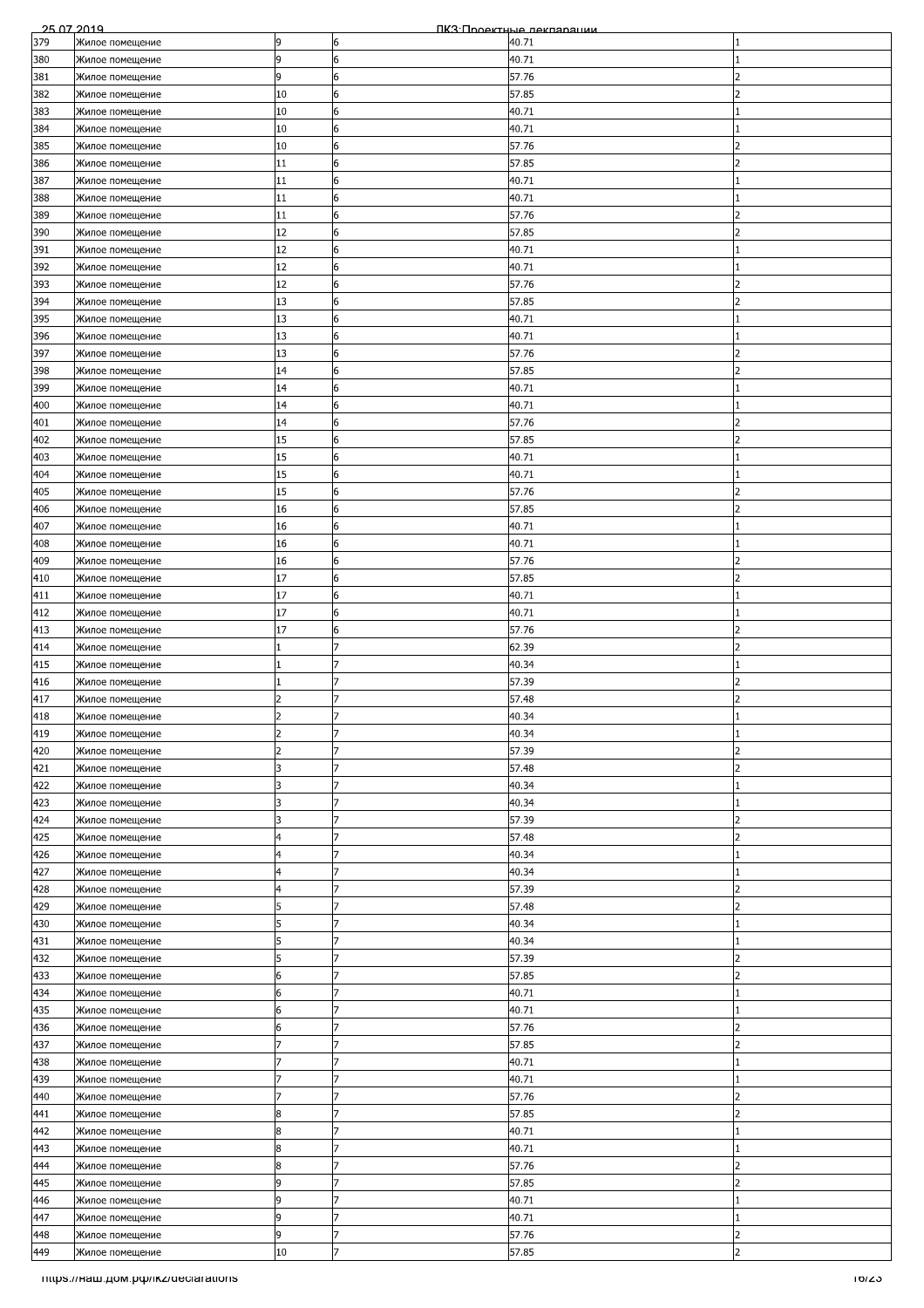| 379 | Жилое помещение | 9 | 6 | 40.71 | 1 |
|---|---|---|---|---|---|
| 380 | Жилое помещение | 9 | 6 | 40.71 | 1 |
| 381 | Жилое помещение | 9 | 6 | 57.76 | 2 |
| 382 | Жилое помещение | 10 | 6 | 57.85 | 2 |
| 383 | Жилое помещение | 10 | 6 | 40.71 | 1 |
| 384 | Жилое помещение | 10 | 6 | 40.71 | 1 |
| 385 | Жилое помещение | 10 | 6 | 57.76 | 2 |
| 386 | Жилое помещение | 11 | 6 | 57.85 | 2 |
| 387 | Жилое помещение | 11 | 6 | 40.71 | 1 |
| 388 | Жилое помещение | 11 | 6 | 40.71 | 1 |
| 389 | Жилое помещение | 11 | 6 | 57.76 | 2 |
| 390 | Жилое помещение | 12 | 6 | 57.85 | 2 |
| 391 | Жилое помещение | 12 | 6 | 40.71 | 1 |
| 392 | Жилое помещение | 12 | 6 | 40.71 | 1 |
| 393 | Жилое помещение | 12 | 6 | 57.76 | 2 |
| 394 | Жилое помещение | 13 | 6 | 57.85 | 2 |
| 395 | Жилое помещение | 13 | 6 | 40.71 | 1 |
| 396 | Жилое помещение | 13 | 6 | 40.71 | 1 |
| 397 | Жилое помещение | 13 | 6 | 57.76 | 2 |
| 398 | Жилое помещение | 14 | 6 | 57.85 | 2 |
| 399 | Жилое помещение | 14 | 6 | 40.71 | 1 |
| 400 | Жилое помещение | 14 | 6 | 40.71 | 1 |
| 401 | Жилое помещение | 14 | 6 | 57.76 | 2 |
| 402 | Жилое помещение | 15 | 6 | 57.85 | 2 |
| 403 | Жилое помещение | 15 | 6 | 40.71 | 1 |
| 404 | Жилое помещение | 15 | 6 | 40.71 | 1 |
| 405 | Жилое помещение | 15 | 6 | 57.76 | 2 |
| 406 | Жилое помещение | 16 | 6 | 57.85 | 2 |
| 407 | Жилое помещение | 16 | 6 | 40.71 | 1 |
| 408 | Жилое помещение | 16 | 6 | 40.71 | 1 |
| 409 | Жилое помещение | 16 | 6 | 57.76 | 2 |
| 410 | Жилое помещение | 17 | 6 | 57.85 | 2 |
| 411 | Жилое помещение | 17 | 6 | 40.71 | 1 |
| 412 | Жилое помещение | 17 | 6 | 40.71 | 1 |
| 413 | Жилое помещение | 17 | 6 | 57.76 | 2 |
| 414 | Жилое помещение | 1 | 7 | 62.39 | 2 |
| 415 | Жилое помещение | 1 | 7 | 40.34 | 1 |
| 416 | Жилое помещение | 1 | 7 | 57.39 | 2 |
| 417 | Жилое помещение | 2 | 7 | 57.48 | 2 |
| 418 | Жилое помещение | 2 | 7 | 40.34 | 1 |
| 419 | Жилое помещение | 2 | 7 | 40.34 | 1 |
| 420 | Жилое помещение | 2 | 7 | 57.39 | 2 |
| 421 | Жилое помещение | 3 | 7 | 57.48 | 2 |
| 422 | Жилое помещение | 3 | 7 | 40.34 | 1 |
| 423 | Жилое помещение | 3 | 7 | 40.34 | 1 |
| 424 | Жилое помещение | 3 | 7 | 57.39 | 2 |
| 425 | Жилое помещение | 4 | 7 | 57.48 | 2 |
| 426 | Жилое помещение | 4 | 7 | 40.34 | 1 |
| 427 | Жилое помещение | 4 | 7 | 40.34 | 1 |
| 428 | Жилое помещение | 4 | 7 | 57.39 | 2 |
| 429 | Жилое помещение | 5 | 7 | 57.48 | 2 |
| 430 | Жилое помещение | 5 | 7 | 40.34 | 1 |
| 431 | Жилое помещение | 5 | 7 | 40.34 | 1 |
| 432 | Жилое помещение | 5 | 7 | 57.39 | 2 |
| 433 | Жилое помещение | 6 | 7 | 57.85 | 2 |
| 434 | Жилое помещение | 6 | 7 | 40.71 | 1 |
| 435 | Жилое помещение | 6 | 7 | 40.71 | 1 |
| 436 | Жилое помещение | 6 | 7 | 57.76 | 2 |
| 437 | Жилое помещение | 7 | 7 | 57.85 | 2 |
| 438 | Жилое помещение | 7 | 7 | 40.71 | 1 |
| 439 | Жилое помещение | 7 | 7 | 40.71 | 1 |
| 440 | Жилое помещение | 7 | 7 | 57.76 | 2 |
| 441 | Жилое помещение | 8 | 7 | 57.85 | 2 |
| 442 | Жилое помещение | 8 | 7 | 40.71 | 1 |
| 443 | Жилое помещение | 8 | 7 | 40.71 | 1 |
| 444 | Жилое помещение | 8 | 7 | 57.76 | 2 |
| 445 | Жилое помещение | 9 | 7 | 57.85 | 2 |
| 446 | Жилое помещение | 9 | 7 | 40.71 | 1 |
| 447 | Жилое помещение | 9 | 7 | 40.71 | 1 |
| 448 | Жилое помещение | 9 | 7 | 57.76 | 2 |
| 449 | Жилое помещение | 10 | 7 | 57.85 | 2 |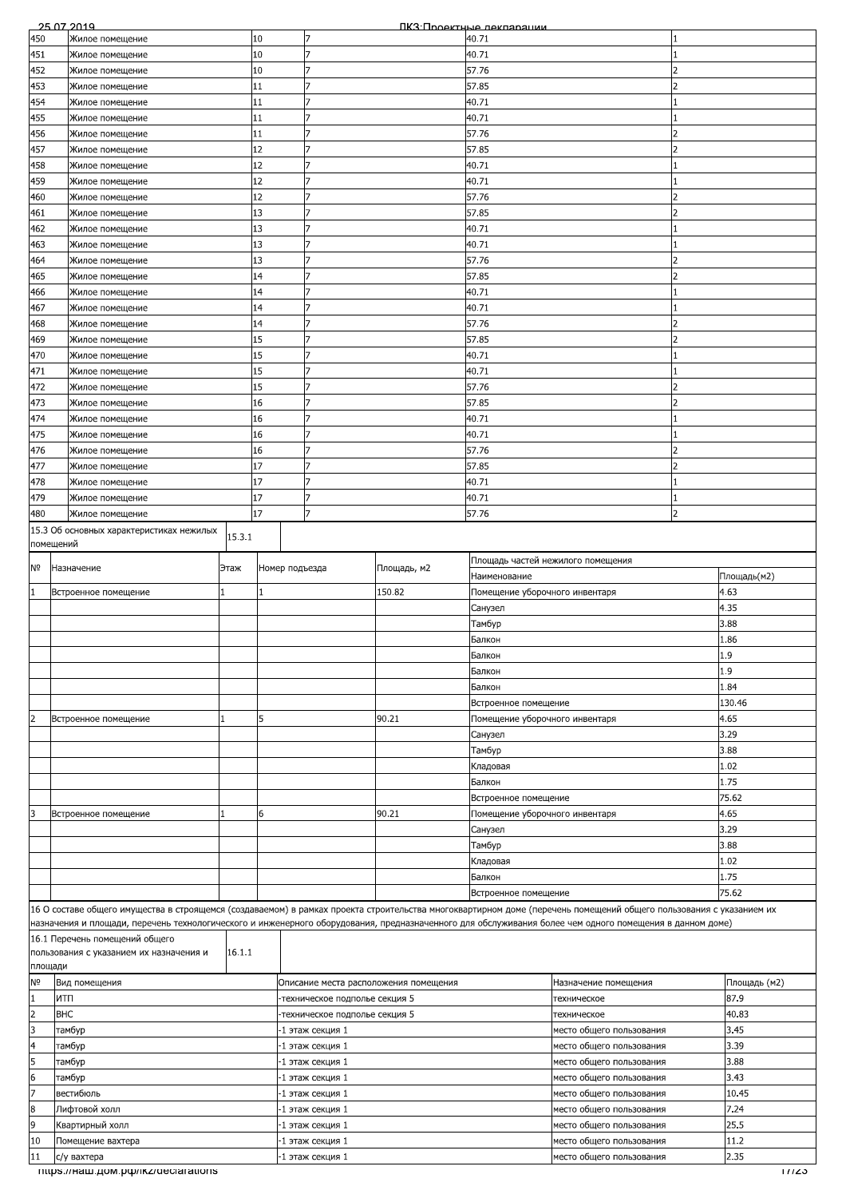| | | | | | |
|---|---|---|---|---|---|
| 450 | Жилое помещение | 10 | 7 | 40.71 | 1 |
| 451 | Жилое помещение | 10 | 7 | 40.71 | 1 |
| 452 | Жилое помещение | 10 | 7 | 57.76 | 2 |
| 453 | Жилое помещение | 11 | 7 | 57.85 | 2 |
| 454 | Жилое помещение | 11 | 7 | 40.71 | 1 |
| 455 | Жилое помещение | 11 | 7 | 40.71 | 1 |
| 456 | Жилое помещение | 11 | 7 | 57.76 | 2 |
| 457 | Жилое помещение | 12 | 7 | 57.85 | 2 |
| 458 | Жилое помещение | 12 | 7 | 40.71 | 1 |
| 459 | Жилое помещение | 12 | 7 | 40.71 | 1 |
| 460 | Жилое помещение | 12 | 7 | 57.76 | 2 |
| 461 | Жилое помещение | 13 | 7 | 57.85 | 2 |
| 462 | Жилое помещение | 13 | 7 | 40.71 | 1 |
| 463 | Жилое помещение | 13 | 7 | 40.71 | 1 |
| 464 | Жилое помещение | 13 | 7 | 57.76 | 2 |
| 465 | Жилое помещение | 14 | 7 | 57.85 | 2 |
| 466 | Жилое помещение | 14 | 7 | 40.71 | 1 |
| 467 | Жилое помещение | 14 | 7 | 40.71 | 1 |
| 468 | Жилое помещение | 14 | 7 | 57.76 | 2 |
| 469 | Жилое помещение | 15 | 7 | 57.85 | 2 |
| 470 | Жилое помещение | 15 | 7 | 40.71 | 1 |
| 471 | Жилое помещение | 15 | 7 | 40.71 | 1 |
| 472 | Жилое помещение | 15 | 7 | 57.76 | 2 |
| 473 | Жилое помещение | 16 | 7 | 57.85 | 2 |
| 474 | Жилое помещение | 16 | 7 | 40.71 | 1 |
| 475 | Жилое помещение | 16 | 7 | 40.71 | 1 |
| 476 | Жилое помещение | 16 | 7 | 57.76 | 2 |
| 477 | Жилое помещение | 17 | 7 | 57.85 | 2 |
| 478 | Жилое помещение | 17 | 7 | 40.71 | 1 |
| 479 | Жилое помещение | 17 | 7 | 40.71 | 1 |
| 480 | Жилое помещение | 17 | 7 | 57.76 | 2 |

15.3 Об основных характеристиках нежилых помещений | 15.3.1

| № | Назначение | Этаж | Номер подъезда | Площадь, м2 | Площадь частей нежилого помещения | |
|---|---|---|---|---|---|---|
| | | | | | Наименование | Площадь(м2) |
| 1 | Встроенное помещение | 1 | 1 | 150.82 | Помещение уборочного инвентаря | 4.63 |
| | | | | | Санузел | 4.35 |
| | | | | | Тамбур | 3.88 |
| | | | | | Балкон | 1.86 |
| | | | | | Балкон | 1.9 |
| | | | | | Балкон | 1.9 |
| | | | | | Балкон | 1.84 |
| | | | | | Встроенное помещение | 130.46 |
| 2 | Встроенное помещение | 1 | 5 | 90.21 | Помещение уборочного инвентаря | 4.65 |
| | | | | | Санузел | 3.29 |
| | | | | | Тамбур | 3.88 |
| | | | | | Кладовая | 1.02 |
| | | | | | Балкон | 1.75 |
| | | | | | Встроенное помещение | 75.62 |
| 3 | Встроенное помещение | 1 | 6 | 90.21 | Помещение уборочного инвентаря | 4.65 |
| | | | | | Санузел | 3.29 |
| | | | | | Тамбур | 3.88 |
| | | | | | Кладовая | 1.02 |
| | | | | | Балкон | 1.75 |
| | | | | | Встроенное помещение | 75.62 |

16 О составе общего имущества в строящемся (создаваемом) в рамках проекта строительства многоквартирном доме (перечень помещений общего пользования с указанием их назначения и площади, перечень технологического и инженерного оборудования, предназначенного для обслуживания более чем одного помещения в данном доме)

16.1 Перечень помещений общего пользования с указанием их назначения и площади | 16.1.1

| № | Вид помещения | Описание места расположения помещения | Назначение помещения | Площадь (м2) |
|---|---|---|---|---|
| 1 | ИТП | -техническое подполье секция 5 | техническое | 87.9 |
| 2 | ВНС | -техническое подполье секция 5 | техническое | 40.83 |
| 3 | тамбур | -1 этаж секция 1 | место общего пользования | 3.45 |
| 4 | тамбур | -1 этаж секция 1 | место общего пользования | 3.39 |
| 5 | тамбур | -1 этаж секция 1 | место общего пользования | 3.88 |
| 6 | тамбур | -1 этаж секция 1 | место общего пользования | 3.43 |
| 7 | вестибюль | -1 этаж секция 1 | место общего пользования | 10.45 |
| 8 | Лифтовой холл | -1 этаж секция 1 | место общего пользования | 7.24 |
| 9 | Квартирный холл | -1 этаж секция 1 | место общего пользования | 25.5 |
| 10 | Помещение вахтера | -1 этаж секция 1 | место общего пользования | 11.2 |
| 11 | с/у вахтера | -1 этаж секция 1 | место общего пользования | 2.35 |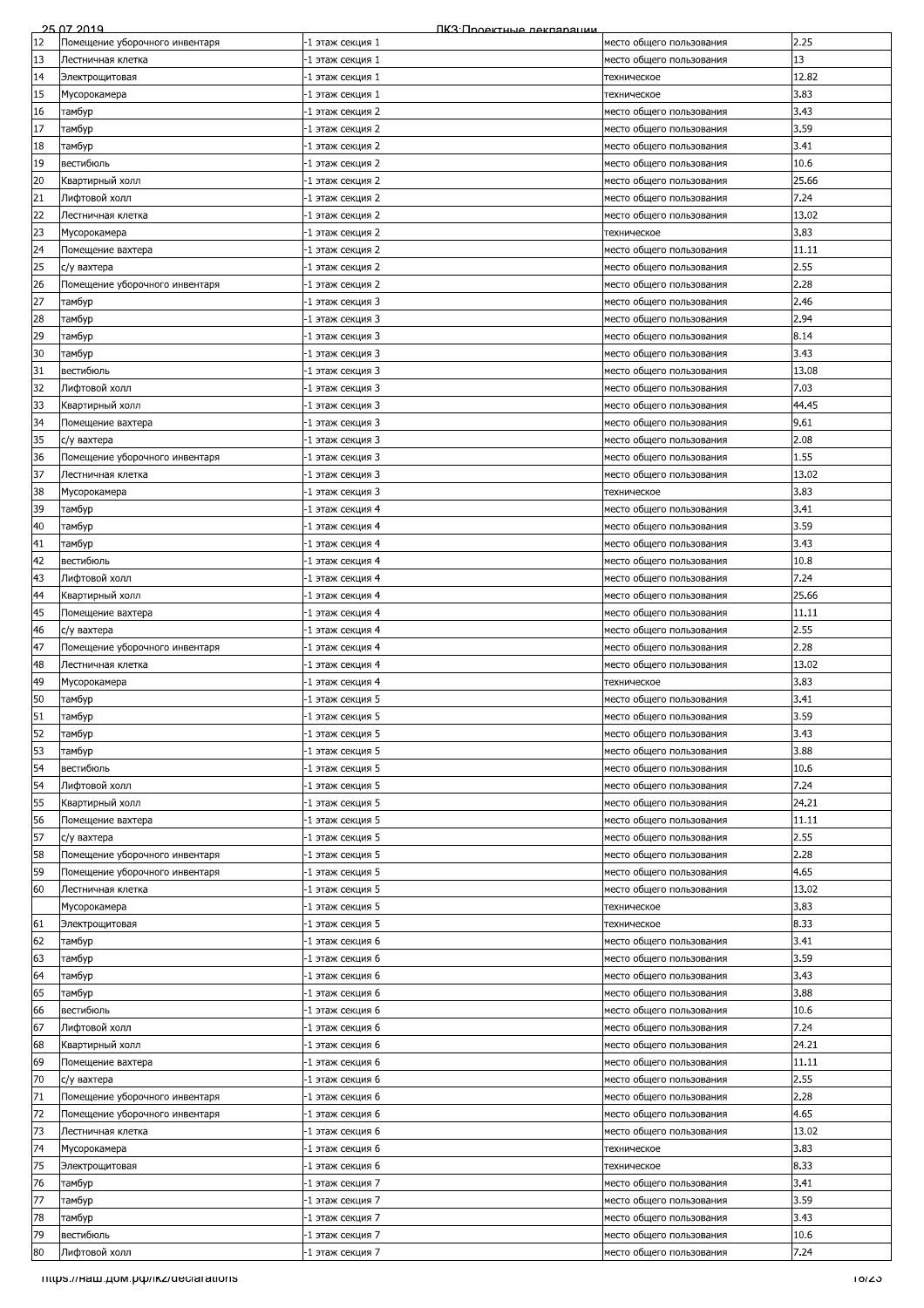| 12 | Помещение уборочного инвентаря | -1 этаж секция 1 | место общего пользования | 2.25 |
|---|---|---|---|---|
| 13 | Лестничная клетка | -1 этаж секция 1 | место общего пользования | 13 |
| 14 | Электрощитовая | -1 этаж секция 1 | техническое | 12.82 |
| 15 | Мусорокамера | -1 этаж секция 1 | техническое | 3.83 |
| 16 | тамбур | -1 этаж секция 2 | место общего пользования | 3.43 |
| 17 | тамбур | -1 этаж секция 2 | место общего пользования | 3.59 |
| 18 | тамбур | -1 этаж секция 2 | место общего пользования | 3.41 |
| 19 | вестибюль | -1 этаж секция 2 | место общего пользования | 10.6 |
| 20 | Квартирный холл | -1 этаж секция 2 | место общего пользования | 25.66 |
| 21 | Лифтовой холл | -1 этаж секция 2 | место общего пользования | 7.24 |
| 22 | Лестничная клетка | -1 этаж секция 2 | место общего пользования | 13.02 |
| 23 | Мусорокамера | -1 этаж секция 2 | техническое | 3.83 |
| 24 | Помещение вахтера | -1 этаж секция 2 | место общего пользования | 11.11 |
| 25 | с/у вахтера | -1 этаж секция 2 | место общего пользования | 2.55 |
| 26 | Помещение уборочного инвентаря | -1 этаж секция 2 | место общего пользования | 2.28 |
| 27 | тамбур | -1 этаж секция 3 | место общего пользования | 2.46 |
| 28 | тамбур | -1 этаж секция 3 | место общего пользования | 2.94 |
| 29 | тамбур | -1 этаж секция 3 | место общего пользования | 8.14 |
| 30 | тамбур | -1 этаж секция 3 | место общего пользования | 3.43 |
| 31 | вестибюль | -1 этаж секция 3 | место общего пользования | 13.08 |
| 32 | Лифтовой холл | -1 этаж секция 3 | место общего пользования | 7.03 |
| 33 | Квартирный холл | -1 этаж секция 3 | место общего пользования | 44.45 |
| 34 | Помещение вахтера | -1 этаж секция 3 | место общего пользования | 9.61 |
| 35 | с/у вахтера | -1 этаж секция 3 | место общего пользования | 2.08 |
| 36 | Помещение уборочного инвентаря | -1 этаж секция 3 | место общего пользования | 1.55 |
| 37 | Лестничная клетка | -1 этаж секция 3 | место общего пользования | 13.02 |
| 38 | Мусорокамера | -1 этаж секция 3 | техническое | 3.83 |
| 39 | тамбур | -1 этаж секция 4 | место общего пользования | 3.41 |
| 40 | тамбур | -1 этаж секция 4 | место общего пользования | 3.59 |
| 41 | тамбур | -1 этаж секция 4 | место общего пользования | 3.43 |
| 42 | вестибюль | -1 этаж секция 4 | место общего пользования | 10.8 |
| 43 | Лифтовой холл | -1 этаж секция 4 | место общего пользования | 7.24 |
| 44 | Квартирный холл | -1 этаж секция 4 | место общего пользования | 25.66 |
| 45 | Помещение вахтера | -1 этаж секция 4 | место общего пользования | 11.11 |
| 46 | с/у вахтера | -1 этаж секция 4 | место общего пользования | 2.55 |
| 47 | Помещение уборочного инвентаря | -1 этаж секция 4 | место общего пользования | 2.28 |
| 48 | Лестничная клетка | -1 этаж секция 4 | место общего пользования | 13.02 |
| 49 | Мусорокамера | -1 этаж секция 4 | техническое | 3.83 |
| 50 | тамбур | -1 этаж секция 5 | место общего пользования | 3.41 |
| 51 | тамбур | -1 этаж секция 5 | место общего пользования | 3.59 |
| 52 | тамбур | -1 этаж секция 5 | место общего пользования | 3.43 |
| 53 | тамбур | -1 этаж секция 5 | место общего пользования | 3.88 |
| 54 | вестибюль | -1 этаж секция 5 | место общего пользования | 10.6 |
| 54 | Лифтовой холл | -1 этаж секция 5 | место общего пользования | 7.24 |
| 55 | Квартирный холл | -1 этаж секция 5 | место общего пользования | 24.21 |
| 56 | Помещение вахтера | -1 этаж секция 5 | место общего пользования | 11.11 |
| 57 | с/у вахтера | -1 этаж секция 5 | место общего пользования | 2.55 |
| 58 | Помещение уборочного инвентаря | -1 этаж секция 5 | место общего пользования | 2.28 |
| 59 | Помещение уборочного инвентаря | -1 этаж секция 5 | место общего пользования | 4.65 |
| 60 | Лестничная клетка | -1 этаж секция 5 | место общего пользования | 13.02 |
| | Мусорокамера | -1 этаж секция 5 | техническое | 3.83 |
| 61 | Электрощитовая | -1 этаж секция 5 | техническое | 8.33 |
| 62 | тамбур | -1 этаж секция 6 | место общего пользования | 3.41 |
| 63 | тамбур | -1 этаж секция 6 | место общего пользования | 3.59 |
| 64 | тамбур | -1 этаж секция 6 | место общего пользования | 3.43 |
| 65 | тамбур | -1 этаж секция 6 | место общего пользования | 3.88 |
| 66 | вестибюль | -1 этаж секция 6 | место общего пользования | 10.6 |
| 67 | Лифтовой холл | -1 этаж секция 6 | место общего пользования | 7.24 |
| 68 | Квартирный холл | -1 этаж секция 6 | место общего пользования | 24.21 |
| 69 | Помещение вахтера | -1 этаж секция 6 | место общего пользования | 11.11 |
| 70 | с/у вахтера | -1 этаж секция 6 | место общего пользования | 2.55 |
| 71 | Помещение уборочного инвентаря | -1 этаж секция 6 | место общего пользования | 2.28 |
| 72 | Помещение уборочного инвентаря | -1 этаж секция 6 | место общего пользования | 4.65 |
| 73 | Лестничная клетка | -1 этаж секция 6 | место общего пользования | 13.02 |
| 74 | Мусорокамера | -1 этаж секция 6 | техническое | 3.83 |
| 75 | Электрощитовая | -1 этаж секция 6 | техническое | 8.33 |
| 76 | тамбур | -1 этаж секция 7 | место общего пользования | 3.41 |
| 77 | тамбур | -1 этаж секция 7 | место общего пользования | 3.59 |
| 78 | тамбур | -1 этаж секция 7 | место общего пользования | 3.43 |
| 79 | вестибюль | -1 этаж секция 7 | место общего пользования | 10.6 |
| 80 | Лифтовой холл | -1 этаж секция 7 | место общего пользования | 7.24 |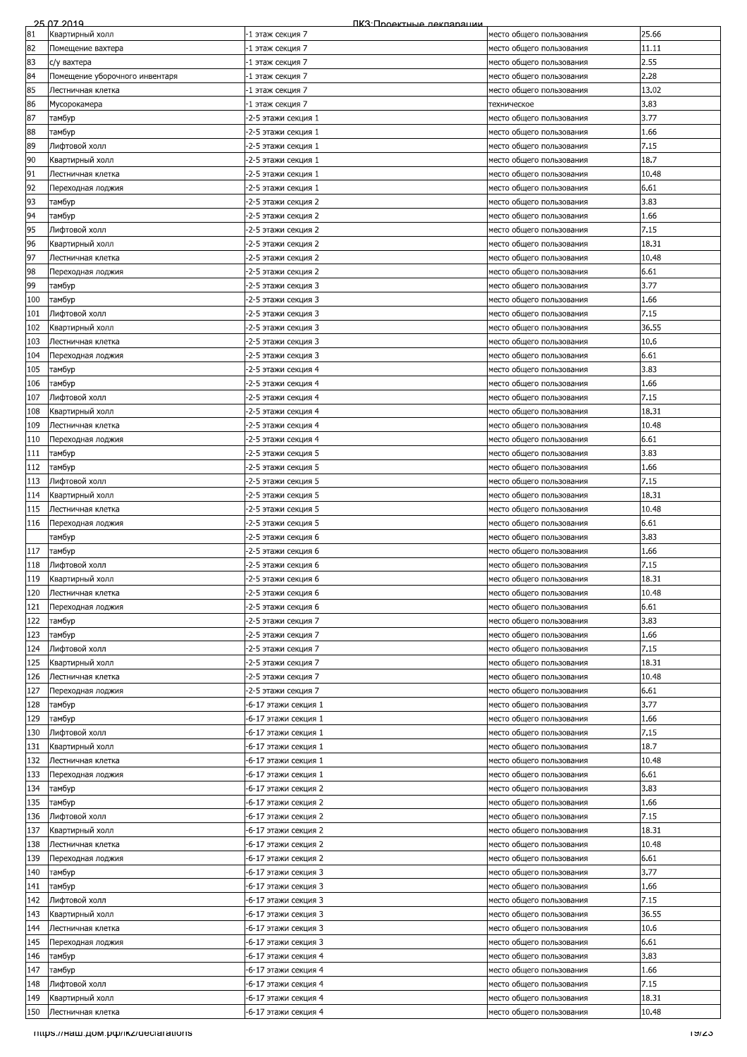| | | | | |
|---|---|---|---|---|
| 81 | Квартирный холл | -1 этаж секция 7 | место общего пользования | 25.66 |
| 82 | Помещение вахтера | -1 этаж секция 7 | место общего пользования | 11.11 |
| 83 | с/у вахтера | -1 этаж секция 7 | место общего пользования | 2.55 |
| 84 | Помещение уборочного инвентаря | -1 этаж секция 7 | место общего пользования | 2.28 |
| 85 | Лестничная клетка | -1 этаж секция 7 | место общего пользования | 13.02 |
| 86 | Мусорокамера | -1 этаж секция 7 | техническое | 3.83 |
| 87 | тамбур | -2-5 этажи секция 1 | место общего пользования | 3.77 |
| 88 | тамбур | -2-5 этажи секция 1 | место общего пользования | 1.66 |
| 89 | Лифтовой холл | -2-5 этажи секция 1 | место общего пользования | 7.15 |
| 90 | Квартирный холл | -2-5 этажи секция 1 | место общего пользования | 18.7 |
| 91 | Лестничная клетка | -2-5 этажи секция 1 | место общего пользования | 10.48 |
| 92 | Переходная лоджия | -2-5 этажи секция 1 | место общего пользования | 6.61 |
| 93 | тамбур | -2-5 этажи секция 2 | место общего пользования | 3.83 |
| 94 | тамбур | -2-5 этажи секция 2 | место общего пользования | 1.66 |
| 95 | Лифтовой холл | -2-5 этажи секция 2 | место общего пользования | 7.15 |
| 96 | Квартирный холл | -2-5 этажи секция 2 | место общего пользования | 18.31 |
| 97 | Лестничная клетка | -2-5 этажи секция 2 | место общего пользования | 10.48 |
| 98 | Переходная лоджия | -2-5 этажи секция 2 | место общего пользования | 6.61 |
| 99 | тамбур | -2-5 этажи секция 3 | место общего пользования | 3.77 |
| 100 | тамбур | -2-5 этажи секция 3 | место общего пользования | 1.66 |
| 101 | Лифтовой холл | -2-5 этажи секция 3 | место общего пользования | 7.15 |
| 102 | Квартирный холл | -2-5 этажи секция 3 | место общего пользования | 36.55 |
| 103 | Лестничная клетка | -2-5 этажи секция 3 | место общего пользования | 10.6 |
| 104 | Переходная лоджия | -2-5 этажи секция 3 | место общего пользования | 6.61 |
| 105 | тамбур | -2-5 этажи секция 4 | место общего пользования | 3.83 |
| 106 | тамбур | -2-5 этажи секция 4 | место общего пользования | 1.66 |
| 107 | Лифтовой холл | -2-5 этажи секция 4 | место общего пользования | 7.15 |
| 108 | Квартирный холл | -2-5 этажи секция 4 | место общего пользования | 18.31 |
| 109 | Лестничная клетка | -2-5 этажи секция 4 | место общего пользования | 10.48 |
| 110 | Переходная лоджия | -2-5 этажи секция 4 | место общего пользования | 6.61 |
| 111 | тамбур | -2-5 этажи секция 5 | место общего пользования | 3.83 |
| 112 | тамбур | -2-5 этажи секция 5 | место общего пользования | 1.66 |
| 113 | Лифтовой холл | -2-5 этажи секция 5 | место общего пользования | 7.15 |
| 114 | Квартирный холл | -2-5 этажи секция 5 | место общего пользования | 18.31 |
| 115 | Лестничная клетка | -2-5 этажи секция 5 | место общего пользования | 10.48 |
| 116 | Переходная лоджия | -2-5 этажи секция 5 | место общего пользования | 6.61 |
| | тамбур | -2-5 этажи секция 6 | место общего пользования | 3.83 |
| 117 | тамбур | -2-5 этажи секция 6 | место общего пользования | 1.66 |
| 118 | Лифтовой холл | -2-5 этажи секция 6 | место общего пользования | 7.15 |
| 119 | Квартирный холл | -2-5 этажи секция 6 | место общего пользования | 18.31 |
| 120 | Лестничная клетка | -2-5 этажи секция 6 | место общего пользования | 10.48 |
| 121 | Переходная лоджия | -2-5 этажи секция 6 | место общего пользования | 6.61 |
| 122 | тамбур | -2-5 этажи секция 7 | место общего пользования | 3.83 |
| 123 | тамбур | -2-5 этажи секция 7 | место общего пользования | 1.66 |
| 124 | Лифтовой холл | -2-5 этажи секция 7 | место общего пользования | 7.15 |
| 125 | Квартирный холл | -2-5 этажи секция 7 | место общего пользования | 18.31 |
| 126 | Лестничная клетка | -2-5 этажи секция 7 | место общего пользования | 10.48 |
| 127 | Переходная лоджия | -2-5 этажи секция 7 | место общего пользования | 6.61 |
| 128 | тамбур | -6-17 этажи секция 1 | место общего пользования | 3.77 |
| 129 | тамбур | -6-17 этажи секция 1 | место общего пользования | 1.66 |
| 130 | Лифтовой холл | -6-17 этажи секция 1 | место общего пользования | 7.15 |
| 131 | Квартирный холл | -6-17 этажи секция 1 | место общего пользования | 18.7 |
| 132 | Лестничная клетка | -6-17 этажи секция 1 | место общего пользования | 10.48 |
| 133 | Переходная лоджия | -6-17 этажи секция 1 | место общего пользования | 6.61 |
| 134 | тамбур | -6-17 этажи секция 2 | место общего пользования | 3.83 |
| 135 | тамбур | -6-17 этажи секция 2 | место общего пользования | 1.66 |
| 136 | Лифтовой холл | -6-17 этажи секция 2 | место общего пользования | 7.15 |
| 137 | Квартирный холл | -6-17 этажи секция 2 | место общего пользования | 18.31 |
| 138 | Лестничная клетка | -6-17 этажи секция 2 | место общего пользования | 10.48 |
| 139 | Переходная лоджия | -6-17 этажи секция 2 | место общего пользования | 6.61 |
| 140 | тамбур | -6-17 этажи секция 3 | место общего пользования | 3.77 |
| 141 | тамбур | -6-17 этажи секция 3 | место общего пользования | 1.66 |
| 142 | Лифтовой холл | -6-17 этажи секция 3 | место общего пользования | 7.15 |
| 143 | Квартирный холл | -6-17 этажи секция 3 | место общего пользования | 36.55 |
| 144 | Лестничная клетка | -6-17 этажи секция 3 | место общего пользования | 10.6 |
| 145 | Переходная лоджия | -6-17 этажи секция 3 | место общего пользования | 6.61 |
| 146 | тамбур | -6-17 этажи секция 4 | место общего пользования | 3.83 |
| 147 | тамбур | -6-17 этажи секция 4 | место общего пользования | 1.66 |
| 148 | Лифтовой холл | -6-17 этажи секция 4 | место общего пользования | 7.15 |
| 149 | Квартирный холл | -6-17 этажи секция 4 | место общего пользования | 18.31 |
| 150 | Лестничная клетка | -6-17 этажи секция 4 | место общего пользования | 10.48 |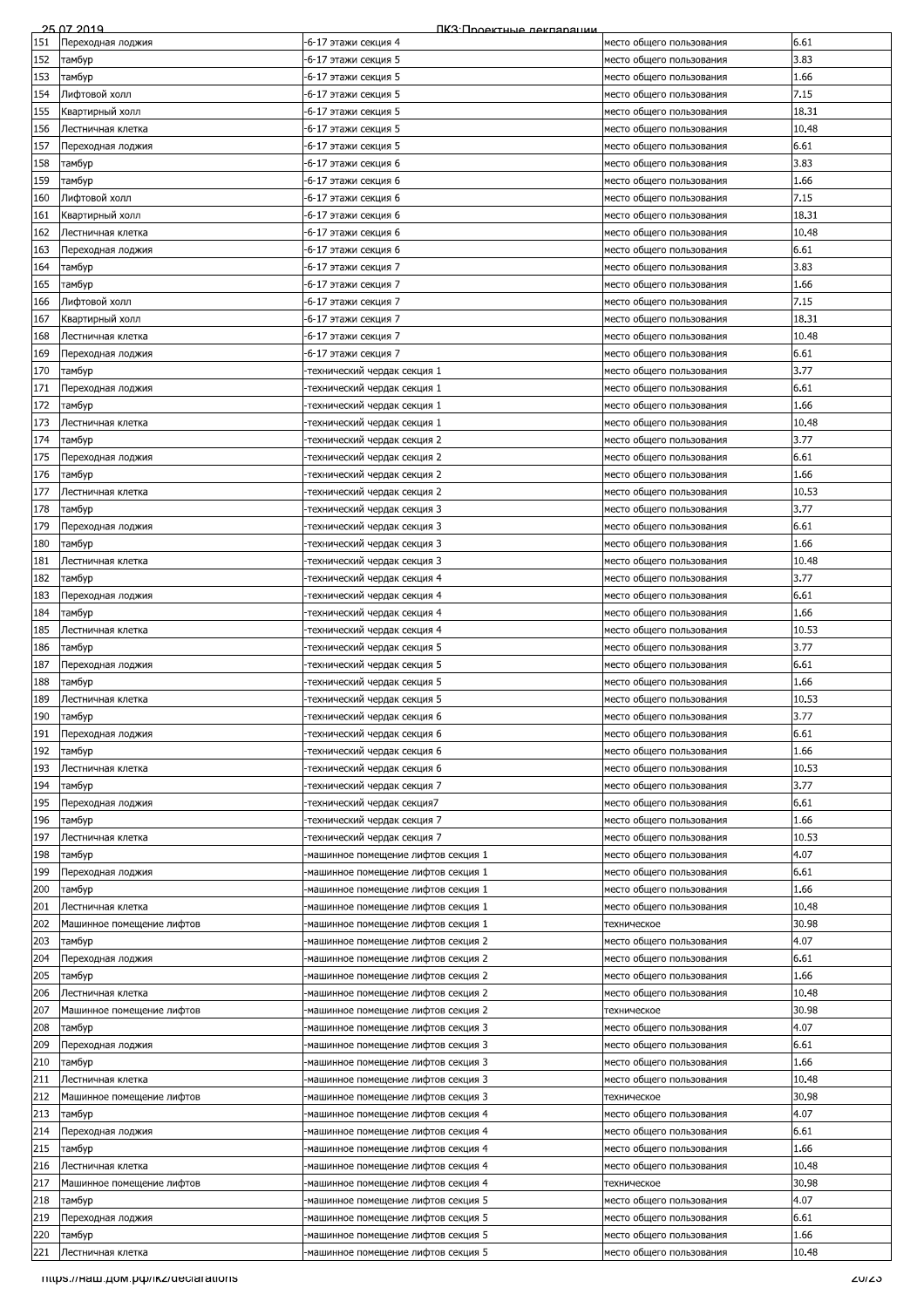| 151 | Переходная лоджия | -6-17 этажи секция 4 | место общего пользования | 6.61 |
|---|---|---|---|---|
| 152 | тамбур | -6-17 этажи секция 5 | место общего пользования | 3.83 |
| 153 | тамбур | -6-17 этажи секция 5 | место общего пользования | 1.66 |
| 154 | Лифтовой холл | -6-17 этажи секция 5 | место общего пользования | 7.15 |
| 155 | Квартирный холл | -6-17 этажи секция 5 | место общего пользования | 18.31 |
| 156 | Лестничная клетка | -6-17 этажи секция 5 | место общего пользования | 10.48 |
| 157 | Переходная лоджия | -6-17 этажи секция 5 | место общего пользования | 6.61 |
| 158 | тамбур | -6-17 этажи секция 6 | место общего пользования | 3.83 |
| 159 | тамбур | -6-17 этажи секция 6 | место общего пользования | 1.66 |
| 160 | Лифтовой холл | -6-17 этажи секция 6 | место общего пользования | 7.15 |
| 161 | Квартирный холл | -6-17 этажи секция 6 | место общего пользования | 18.31 |
| 162 | Лестничная клетка | -6-17 этажи секция 6 | место общего пользования | 10.48 |
| 163 | Переходная лоджия | -6-17 этажи секция 6 | место общего пользования | 6.61 |
| 164 | тамбур | -6-17 этажи секция 7 | место общего пользования | 3.83 |
| 165 | тамбур | -6-17 этажи секция 7 | место общего пользования | 1.66 |
| 166 | Лифтовой холл | -6-17 этажи секция 7 | место общего пользования | 7.15 |
| 167 | Квартирный холл | -6-17 этажи секция 7 | место общего пользования | 18.31 |
| 168 | Лестничная клетка | -6-17 этажи секция 7 | место общего пользования | 10.48 |
| 169 | Переходная лоджия | -6-17 этажи секция 7 | место общего пользования | 6.61 |
| 170 | тамбур | -технический чердак секция 1 | место общего пользования | 3.77 |
| 171 | Переходная лоджия | -технический чердак секция 1 | место общего пользования | 6.61 |
| 172 | тамбур | -технический чердак секция 1 | место общего пользования | 1.66 |
| 173 | Лестничная клетка | -технический чердак секция 1 | место общего пользования | 10.48 |
| 174 | тамбур | -технический чердак секция 2 | место общего пользования | 3.77 |
| 175 | Переходная лоджия | -технический чердак секция 2 | место общего пользования | 6.61 |
| 176 | тамбур | -технический чердак секция 2 | место общего пользования | 1.66 |
| 177 | Лестничная клетка | -технический чердак секция 2 | место общего пользования | 10.53 |
| 178 | тамбур | -технический чердак секция 3 | место общего пользования | 3.77 |
| 179 | Переходная лоджия | -технический чердак секция 3 | место общего пользования | 6.61 |
| 180 | тамбур | -технический чердак секция 3 | место общего пользования | 1.66 |
| 181 | Лестничная клетка | -технический чердак секция 3 | место общего пользования | 10.48 |
| 182 | тамбур | -технический чердак секция 4 | место общего пользования | 3.77 |
| 183 | Переходная лоджия | -технический чердак секция 4 | место общего пользования | 6.61 |
| 184 | тамбур | -технический чердак секция 4 | место общего пользования | 1.66 |
| 185 | Лестничная клетка | -технический чердак секция 4 | место общего пользования | 10.53 |
| 186 | тамбур | -технический чердак секция 5 | место общего пользования | 3.77 |
| 187 | Переходная лоджия | -технический чердак секция 5 | место общего пользования | 6.61 |
| 188 | тамбур | -технический чердак секция 5 | место общего пользования | 1.66 |
| 189 | Лестничная клетка | -технический чердак секция 5 | место общего пользования | 10.53 |
| 190 | тамбур | -технический чердак секция 6 | место общего пользования | 3.77 |
| 191 | Переходная лоджия | -технический чердак секция 6 | место общего пользования | 6.61 |
| 192 | тамбур | -технический чердак секция 6 | место общего пользования | 1.66 |
| 193 | Лестничная клетка | -технический чердак секция 6 | место общего пользования | 10.53 |
| 194 | тамбур | -технический чердак секция 7 | место общего пользования | 3.77 |
| 195 | Переходная лоджия | -технический чердак секция7 | место общего пользования | 6.61 |
| 196 | тамбур | -технический чердак секция 7 | место общего пользования | 1.66 |
| 197 | Лестничная клетка | -технический чердак секция 7 | место общего пользования | 10.53 |
| 198 | тамбур | -машинное помещение лифтов секция 1 | место общего пользования | 4.07 |
| 199 | Переходная лоджия | -машинное помещение лифтов секция 1 | место общего пользования | 6.61 |
| 200 | тамбур | -машинное помещение лифтов секция 1 | место общего пользования | 1.66 |
| 201 | Лестничная клетка | -машинное помещение лифтов секция 1 | место общего пользования | 10.48 |
| 202 | Машинное помещение лифтов | -машинное помещение лифтов секция 1 | техническое | 30.98 |
| 203 | тамбур | -машинное помещение лифтов секция 2 | место общего пользования | 4.07 |
| 204 | Переходная лоджия | -машинное помещение лифтов секция 2 | место общего пользования | 6.61 |
| 205 | тамбур | -машинное помещение лифтов секция 2 | место общего пользования | 1.66 |
| 206 | Лестничная клетка | -машинное помещение лифтов секция 2 | место общего пользования | 10.48 |
| 207 | Машинное помещение лифтов | -машинное помещение лифтов секция 2 | техническое | 30.98 |
| 208 | тамбур | -машинное помещение лифтов секция 3 | место общего пользования | 4.07 |
| 209 | Переходная лоджия | -машинное помещение лифтов секция 3 | место общего пользования | 6.61 |
| 210 | тамбур | -машинное помещение лифтов секция 3 | место общего пользования | 1.66 |
| 211 | Лестничная клетка | -машинное помещение лифтов секция 3 | место общего пользования | 10.48 |
| 212 | Машинное помещение лифтов | -машинное помещение лифтов секция 3 | техническое | 30.98 |
| 213 | тамбур | -машинное помещение лифтов секция 4 | место общего пользования | 4.07 |
| 214 | Переходная лоджия | -машинное помещение лифтов секция 4 | место общего пользования | 6.61 |
| 215 | тамбур | -машинное помещение лифтов секция 4 | место общего пользования | 1.66 |
| 216 | Лестничная клетка | -машинное помещение лифтов секция 4 | место общего пользования | 10.48 |
| 217 | Машинное помещение лифтов | -машинное помещение лифтов секция 4 | техническое | 30.98 |
| 218 | тамбур | -машинное помещение лифтов секция 5 | место общего пользования | 4.07 |
| 219 | Переходная лоджия | -машинное помещение лифтов секция 5 | место общего пользования | 6.61 |
| 220 | тамбур | -машинное помещение лифтов секция 5 | место общего пользования | 1.66 |
| 221 | Лестничная клетка | -машинное помещение лифтов секция 5 | место общего пользования | 10.48 |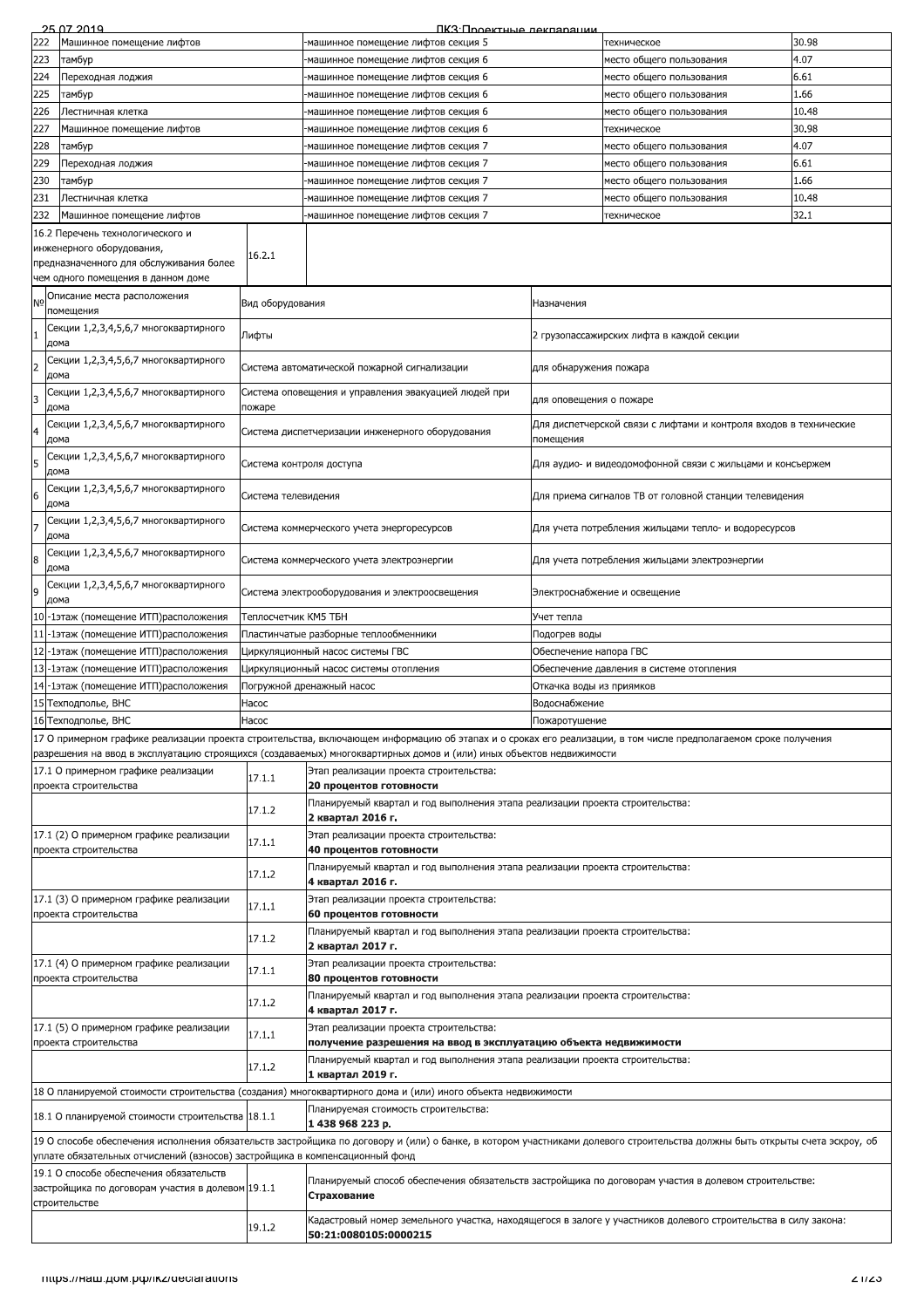| 222 | Машинное помещение лифтов | -машинное помещение лифтов секция 5 | техническое | 30.98 |
|---|---|---|---|---|
| 223 | тамбур | -машинное помещение лифтов секция 6 | место общего пользования | 4.07 |
| 224 | Переходная лоджия | -машинное помещение лифтов секция 6 | место общего пользования | 6.61 |
| 225 | тамбур | -машинное помещение лифтов секция 6 | место общего пользования | 1.66 |
| 226 | Лестничная клетка | -машинное помещение лифтов секция 6 | место общего пользования | 10.48 |
| 227 | Машинное помещение лифтов | -машинное помещение лифтов секция 6 | техническое | 30.98 |
| 228 | тамбур | -машинное помещение лифтов секция 7 | место общего пользования | 4.07 |
| 229 | Переходная лоджия | -машинное помещение лифтов секция 7 | место общего пользования | 6.61 |
| 230 | тамбур | -машинное помещение лифтов секция 7 | место общего пользования | 1.66 |
| 231 | Лестничная клетка | -машинное помещение лифтов секция 7 | место общего пользования | 10.48 |
| 232 | Машинное помещение лифтов | -машинное помещение лифтов секция 7 | техническое | 32.1 |

| 16.2 Перечень технологического и инженерного оборудования, предназначенного для обслуживания более чем одного помещения в данном доме | 16.2.1 | |
|---|---|---|

| № | Описание места расположения помещения | Вид оборудования | Назначения |
|---|---|---|---|
| 1 | Секции 1,2,3,4,5,6,7 многоквартирного дома | Лифты | 2 грузопассажирских лифта в каждой секции |
| 2 | Секции 1,2,3,4,5,6,7 многоквартирного дома | Система автоматической пожарной сигнализации | для обнаружения пожара |
| 3 | Секции 1,2,3,4,5,6,7 многоквартирного дома | Система оповещения и управления эвакуацией людей при пожаре | для оповещения о пожаре |
| 4 | Секции 1,2,3,4,5,6,7 многоквартирного дома | Система диспетчеризации инженерного оборудования | Для диспетчерской связи с лифтами и контроля входов в технические помещения |
| 5 | Секции 1,2,3,4,5,6,7 многоквартирного дома | Система контроля доступа | Для аудио- и видеодомофонной связи с жильцами и консьержем |
| 6 | Секции 1,2,3,4,5,6,7 многоквартирного дома | Система телевидения | Для приема сигналов ТВ от головной станции телевидения |
| 7 | Секции 1,2,3,4,5,6,7 многоквартирного дома | Система коммерческого учета энергоресурсов | Для учета потребления жильцами тепло- и водоресурсов |
| 8 | Секции 1,2,3,4,5,6,7 многоквартирного дома | Система коммерческого учета электроэнергии | Для учета потребления жильцами электроэнергии |
| 9 | Секции 1,2,3,4,5,6,7 многоквартирного дома | Система электрооборудования и электроосвещения | Электроснабжение и освещение |
| 10 | -1этаж (помещение ИТП)расположения | Теплосчетчик КМ5 ТБН | Учет тепла |
| 11 | -1этаж (помещение ИТП)расположения | Пластинчатые разборные теплообменники | Подогрев воды |
| 12 | -1этаж (помещение ИТП)расположения | Циркуляционный насос системы ГВС | Обеспечение напора ГВС |
| 13 | -1этаж (помещение ИТП)расположения | Циркуляционный насос системы отопления | Обеспечение давления в системе отопления |
| 14 | -1этаж (помещение ИТП)расположения | Погружной дренажный насос | Откачка воды из приямков |
| 15 | Техподполье, ВНС | Насос | Водоснабжение |
| 16 | Техподполье, ВНС | Насос | Пожаротушение |

17 О примерном графике реализации проекта строительства, включающем информацию об этапах и о сроках его реализации, в том числе предполагаемом сроке получения разрешения на ввод в эксплуатацию строящихся (создаваемых) многоквартирных домов и (или) иных объектов недвижимости

| | | |
|---|---|---|
| 17.1 О примерном графике реализации проекта строительства | 17.1.1 | Этап реализации проекта строительства: **20 процентов готовности** |
| | 17.1.2 | Планируемый квартал и год выполнения этапа реализации проекта строительства: **2 квартал 2016 г.** |
| 17.1 (2) О примерном графике реализации проекта строительства | 17.1.1 | Этап реализации проекта строительства: **40 процентов готовности** |
| | 17.1.2 | Планируемый квартал и год выполнения этапа реализации проекта строительства: **4 квартал 2016 г.** |
| 17.1 (3) О примерном графике реализации проекта строительства | 17.1.1 | Этап реализации проекта строительства: **60 процентов готовности** |
| | 17.1.2 | Планируемый квартал и год выполнения этапа реализации проекта строительства: **2 квартал 2017 г.** |
| 17.1 (4) О примерном графике реализации проекта строительства | 17.1.1 | Этап реализации проекта строительства: **80 процентов готовности** |
| | 17.1.2 | Планируемый квартал и год выполнения этапа реализации проекта строительства: **4 квартал 2017 г.** |
| 17.1 (5) О примерном графике реализации проекта строительства | 17.1.1 | Этап реализации проекта строительства: **получение разрешения на ввод в эксплуатацию объекта недвижимости** |
| | 17.1.2 | Планируемый квартал и год выполнения этапа реализации проекта строительства: **1 квартал 2019 г.** |

18 О планируемой стоимости строительства (создания) многоквартирного дома и (или) иного объекта недвижимости

| | | |
|---|---|---|
| 18.1 О планируемой стоимости строительства | 18.1.1 | Планируемая стоимость строительства: **1 438 968 223 р.** |

19 О способе обеспечения исполнения обязательств застройщика по договору и (или) о банке, в котором участниками долевого строительства должны быть открыты счета эскроу, об уплате обязательных отчислений (взносов) застройщика в компенсационный фонд

| | | |
|---|---|---|
| 19.1 О способе обеспечения обязательств застройщика по договорам участия в долевом строительстве | 19.1.1 | Планируемый способ обеспечения обязательств застройщика по договорам участия в долевом строительстве: **Страхование** |
| | 19.1.2 | Кадастровый номер земельного участка, находящегося в залоге у участников долевого строительства в силу закона: **50:21:0080105:0000215** |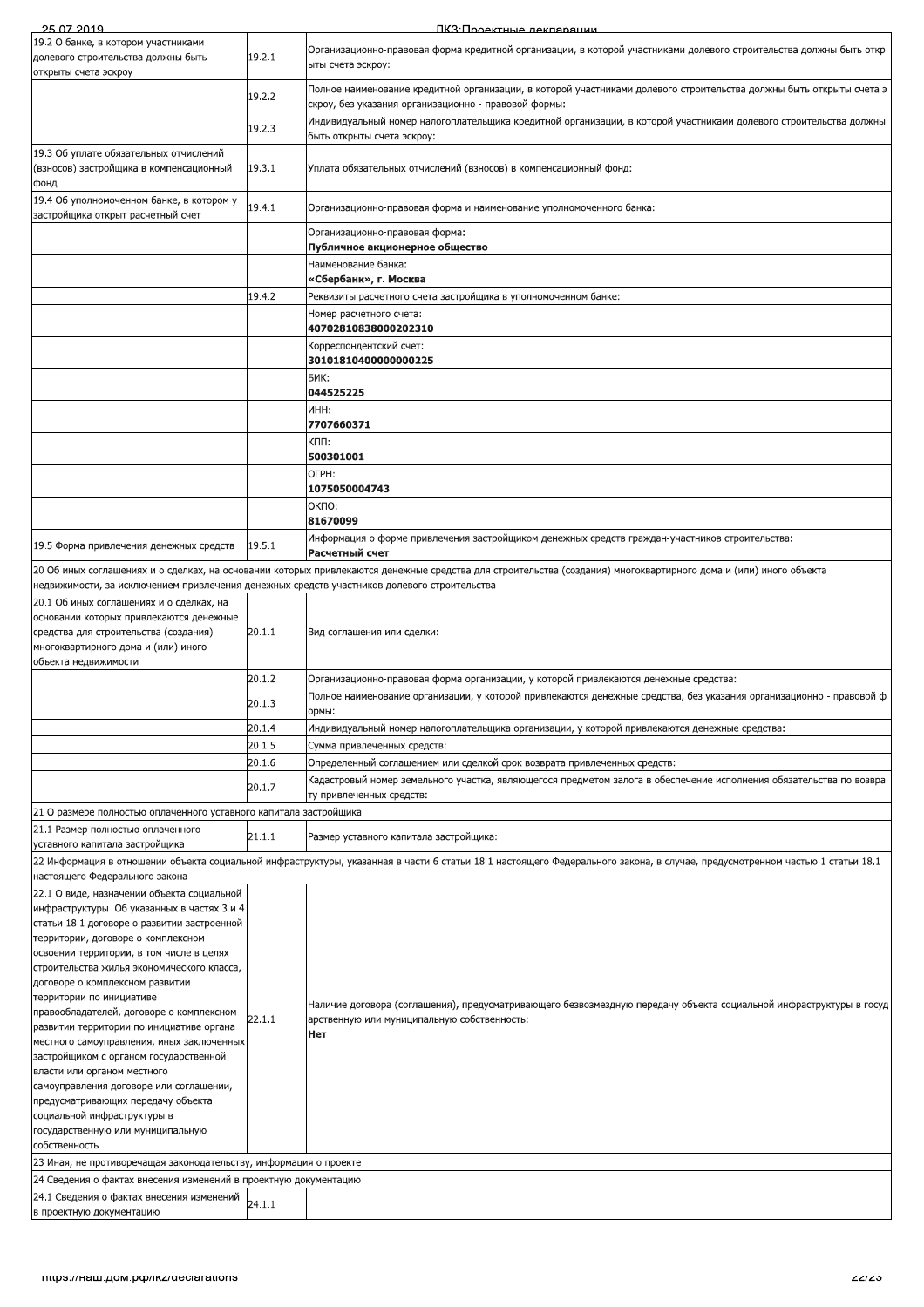| | | |
|---|---|---|
| 19.2 О банке, в котором участниками долевого строительства должны быть открыты счета эскроу | 19.2.1 | Организационно-правовая форма кредитной организации, в которой участниками долевого строительства должны быть открыты счета эскроу: |
| | 19.2.2 | Полное наименование кредитной организации, в которой участниками долевого строительства должны быть открыты счета эскроу, без указания организационно - правовой формы: |
| | 19.2.3 | Индивидуальный номер налогоплательщика кредитной организации, в которой участниками долевого строительства должны быть открыты счета эскроу: |
| 19.3 Об уплате обязательных отчислений (взносов) застройщика в компенсационный фонд | 19.3.1 | Уплата обязательных отчислений (взносов) в компенсационный фонд: |
| 19.4 Об уполномоченном банке, в котором у застройщика открыт расчетный счет | 19.4.1 | Организационно-правовая форма и наименование уполномоченного банка: |
| | | Организационно-правовая форма:<br>**Публичное акционерное общество** |
| | | Наименование банка:<br>**«Сбербанк», г. Москва** |
| | 19.4.2 | Реквизиты расчетного счета застройщика в уполномоченном банке: |
| | | Номер расчетного счета:<br>**40702810838000202310** |
| | | Корреспондентский счет:<br>**30101810400000000225** |
| | | БИК:<br>**044525225** |
| | | ИНН:<br>**7707660371** |
| | | КПП:<br>**500301001** |
| | | ОГРН:<br>**1075050004743** |
| | | ОКПО:<br>**81670099** |
| 19.5 Форма привлечения денежных средств | 19.5.1 | Информация о форме привлечения застройщиком денежных средств граждан-участников строительства:<br>**Расчетный счет** |
| 20 Об иных соглашениях и о сделках, на основании которых привлекаются денежные средства для строительства (создания) многоквартирного дома и (или) иного объекта недвижимости, за исключением привлечения денежных средств участников долевого строительства | | |
| 20.1 Об иных соглашениях и о сделках, на основании которых привлекаются денежные средства для строительства (создания) многоквартирного дома и (или) иного объекта недвижимости | 20.1.1 | Вид соглашения или сделки: |
| | 20.1.2 | Организационно-правовая форма организации, у которой привлекаются денежные средства: |
| | 20.1.3 | Полное наименование организации, у которой привлекаются денежные средства, без указания организационно - правовой формы: |
| | 20.1.4 | Индивидуальный номер налогоплательщика организации, у которой привлекаются денежные средства: |
| | 20.1.5 | Сумма привлеченных средств: |
| | 20.1.6 | Определенный соглашением или сделкой срок возврата привлеченных средств: |
| | 20.1.7 | Кадастровый номер земельного участка, являющегося предметом залога в обеспечение исполнения обязательства по возврату привлеченных средств: |
| 21 О размере полностью оплаченного уставного капитала застройщика | | |
| 21.1 Размер полностью оплаченного уставного капитала застройщика | 21.1.1 | Размер уставного капитала застройщика: |
| 22 Информация в отношении объекта социальной инфраструктуры, указанная в части 6 статьи 18.1 настоящего Федерального закона, в случае, предусмотренном частью 1 статьи 18.1 настоящего Федерального закона | | |
| 22.1 О виде, назначении объекта социальной инфраструктуры. Об указанных в частях 3 и 4 статьи 18.1 договоре о развитии застроенной территории, договоре о комплексном освоении территории, в том числе в целях строительства жилья экономического класса, договоре о комплексном развитии территории по инициативе правообладателей, договоре о комплексном развитии территории по инициативе органа местного самоуправления, иных заключенных застройщиком с органом государственной власти или органом местного самоуправления договоре или соглашении, предусматривающих передачу объекта социальной инфраструктуры в государственную или муниципальную собственность | 22.1.1 | Наличие договора (соглашения), предусматривающего безвозмездную передачу объекта социальной инфраструктуры в государственную или муниципальную собственность:<br>**Нет** |
| 23 Иная, не противоречащая законодательству, информация о проекте | | |
| 24 Сведения о фактах внесения изменений в проектную документацию | | |
| 24.1 Сведения о фактах внесения изменений в проектную документацию | 24.1.1 | |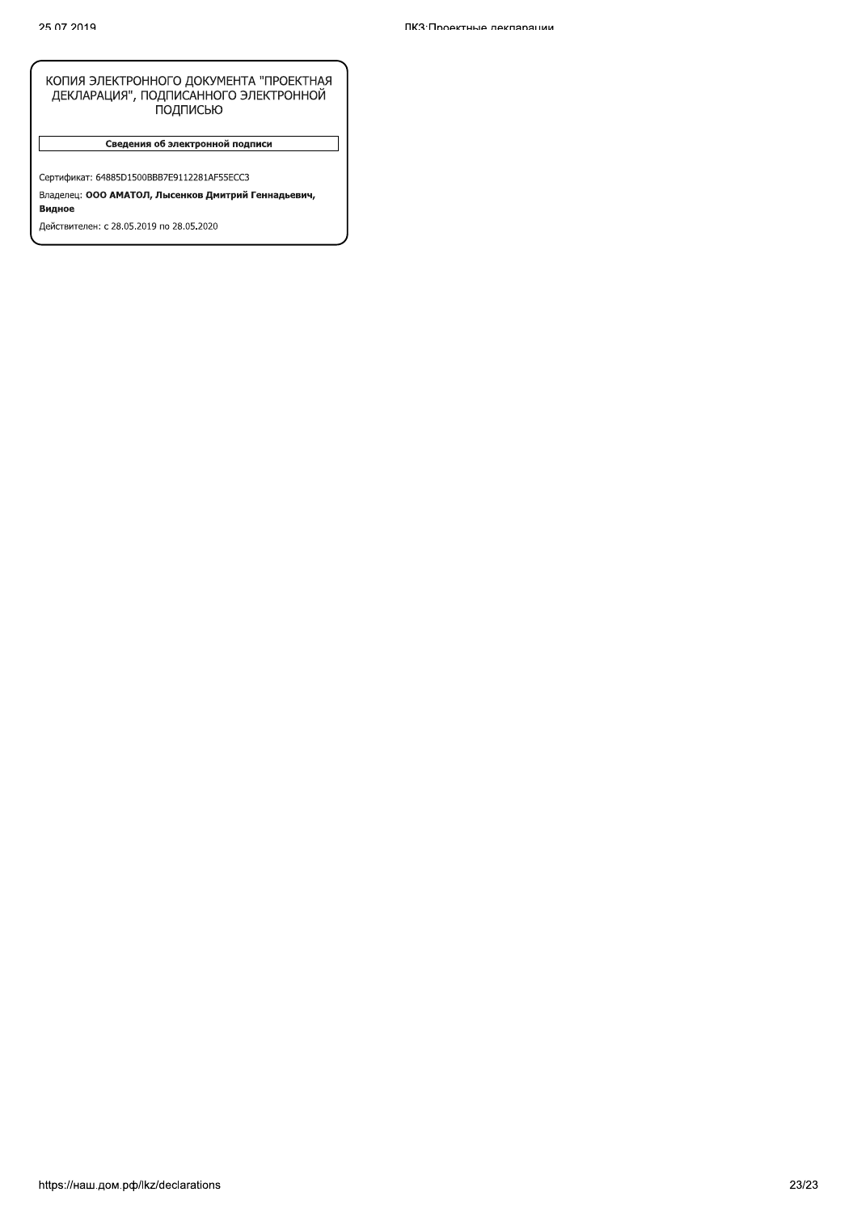КОПИЯ ЭЛЕКТРОННОГО ДОКУМЕНТА "ПРОЕКТНАЯ ДЕКЛАРАЦИЯ", ПОДПИСАННОГО ЭЛЕКТРОННОЙ ПОДПИСЬЮ

**Сведения об электронной подписи**

Сертификат: 64885D1500BBB7E9112281AF55ECC3

Владелец: **ООО АМАТОЛ, Лысенков Дмитрий Геннадьевич, Видное**

Действителен: с 28.05.2019 по 28.05.2020